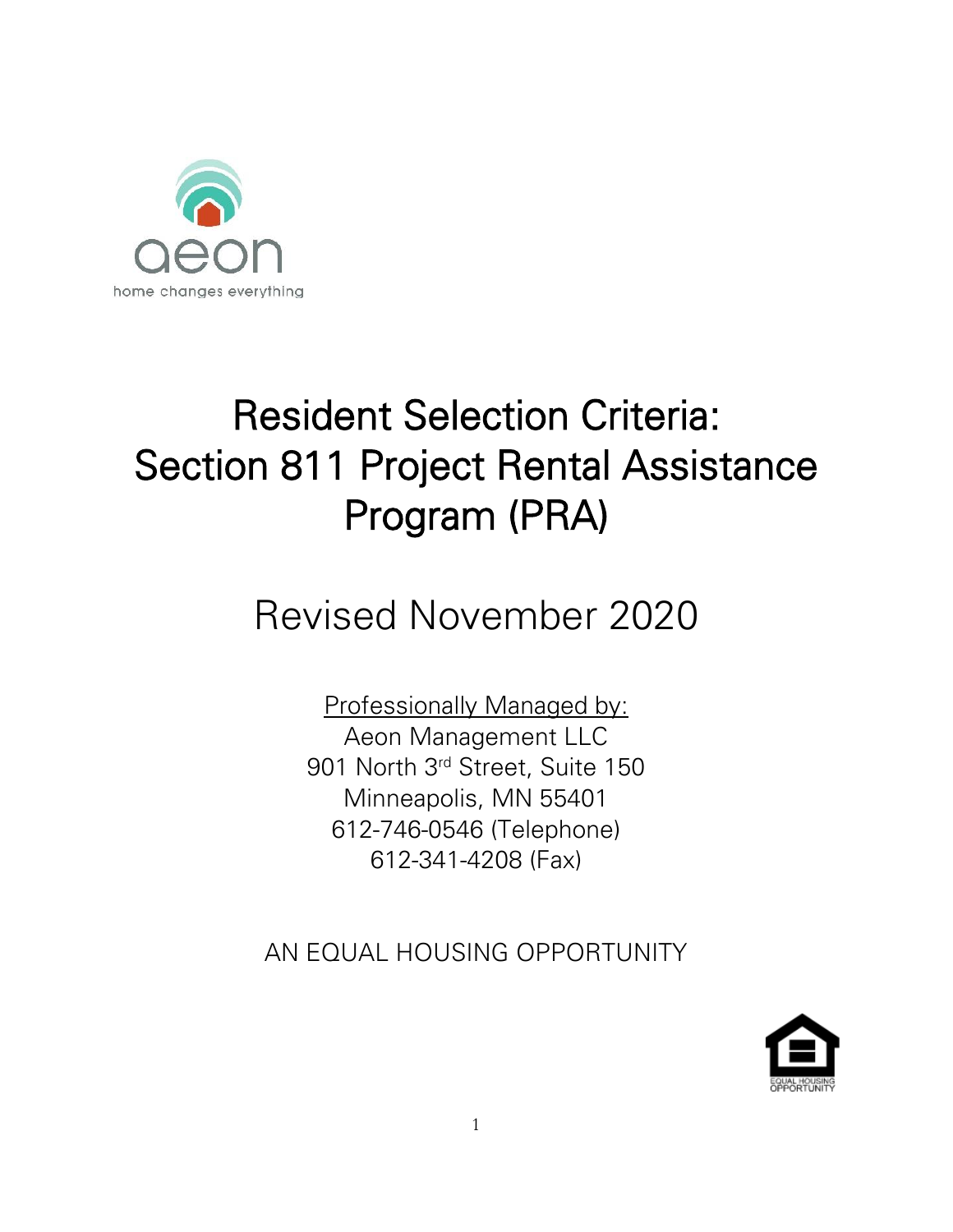aeon

home changes everything

# Resident Selection Criteria: Section 811 Project Rental Assistance Program (PRA)

## Revised November 2020

<u>Professionally Managed by:</u>
Aeon Management LLC
901 North 3rd Street, Suite 150
Minneapolis, MN 55401
612-746-0546 (Telephone)
612-341-4208 (Fax)

AN EQUAL HOUSING OPPORTUNITY

EQUAL HOUSING OPPORTUNITY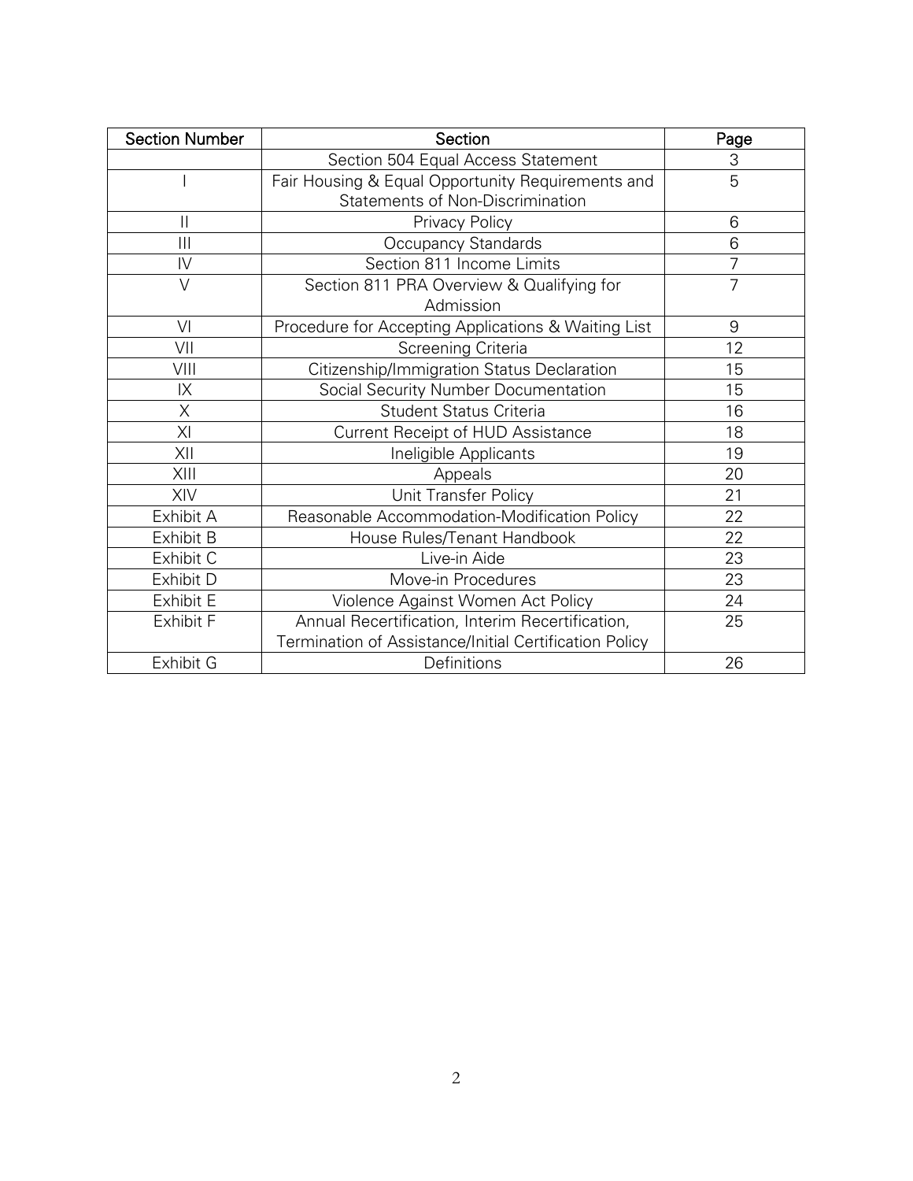| Section Number | Section | Page |
| --- | --- | --- |
| | Section 504 Equal Access Statement | 3 |
| I | Fair Housing & Equal Opportunity Requirements and Statements of Non-Discrimination | 5 |
| II | Privacy Policy | 6 |
| III | Occupancy Standards | 6 |
| IV | Section 811 Income Limits | 7 |
| V | Section 811 PRA Overview & Qualifying for Admission | 7 |
| VI | Procedure for Accepting Applications & Waiting List | 9 |
| VII | Screening Criteria | 12 |
| VIII | Citizenship/Immigration Status Declaration | 15 |
| IX | Social Security Number Documentation | 15 |
| X | Student Status Criteria | 16 |
| XI | Current Receipt of HUD Assistance | 18 |
| XII | Ineligible Applicants | 19 |
| XIII | Appeals | 20 |
| XIV | Unit Transfer Policy | 21 |
| Exhibit A | Reasonable Accommodation-Modification Policy | 22 |
| Exhibit B | House Rules/Tenant Handbook | 22 |
| Exhibit C | Live-in Aide | 23 |
| Exhibit D | Move-in Procedures | 23 |
| Exhibit E | Violence Against Women Act Policy | 24 |
| Exhibit F | Annual Recertification, Interim Recertification, Termination of Assistance/Initial Certification Policy | 25 |
| Exhibit G | Definitions | 26 |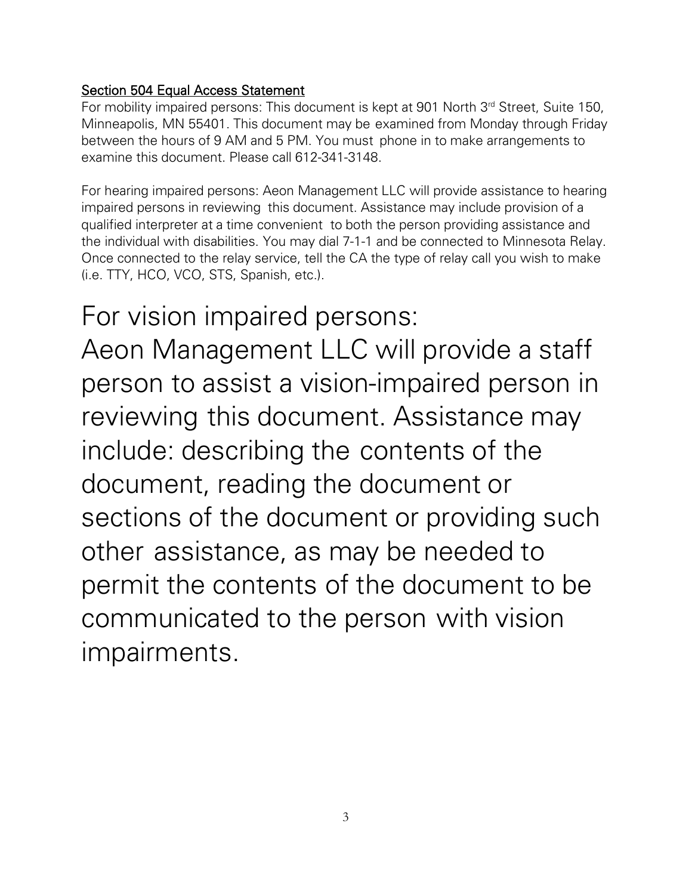## Section 504 Equal Access Statement

For mobility impaired persons: This document is kept at 901 North 3rd Street, Suite 150, Minneapolis, MN 55401. This document may be examined from Monday through Friday between the hours of 9 AM and 5 PM. You must phone in to make arrangements to examine this document. Please call 612-341-3148.

For hearing impaired persons: Aeon Management LLC will provide assistance to hearing impaired persons in reviewing this document. Assistance may include provision of a qualified interpreter at a time convenient to both the person providing assistance and the individual with disabilities. You may dial 7-1-1 and be connected to Minnesota Relay. Once connected to the relay service, tell the CA the type of relay call you wish to make (i.e. TTY, HCO, VCO, STS, Spanish, etc.).

# For vision impaired persons:

# Aeon Management LLC will provide a staff person to assist a vision-impaired person in reviewing this document. Assistance may include: describing the contents of the document, reading the document or sections of the document or providing such other assistance, as may be needed to permit the contents of the document to be communicated to the person with vision impairments.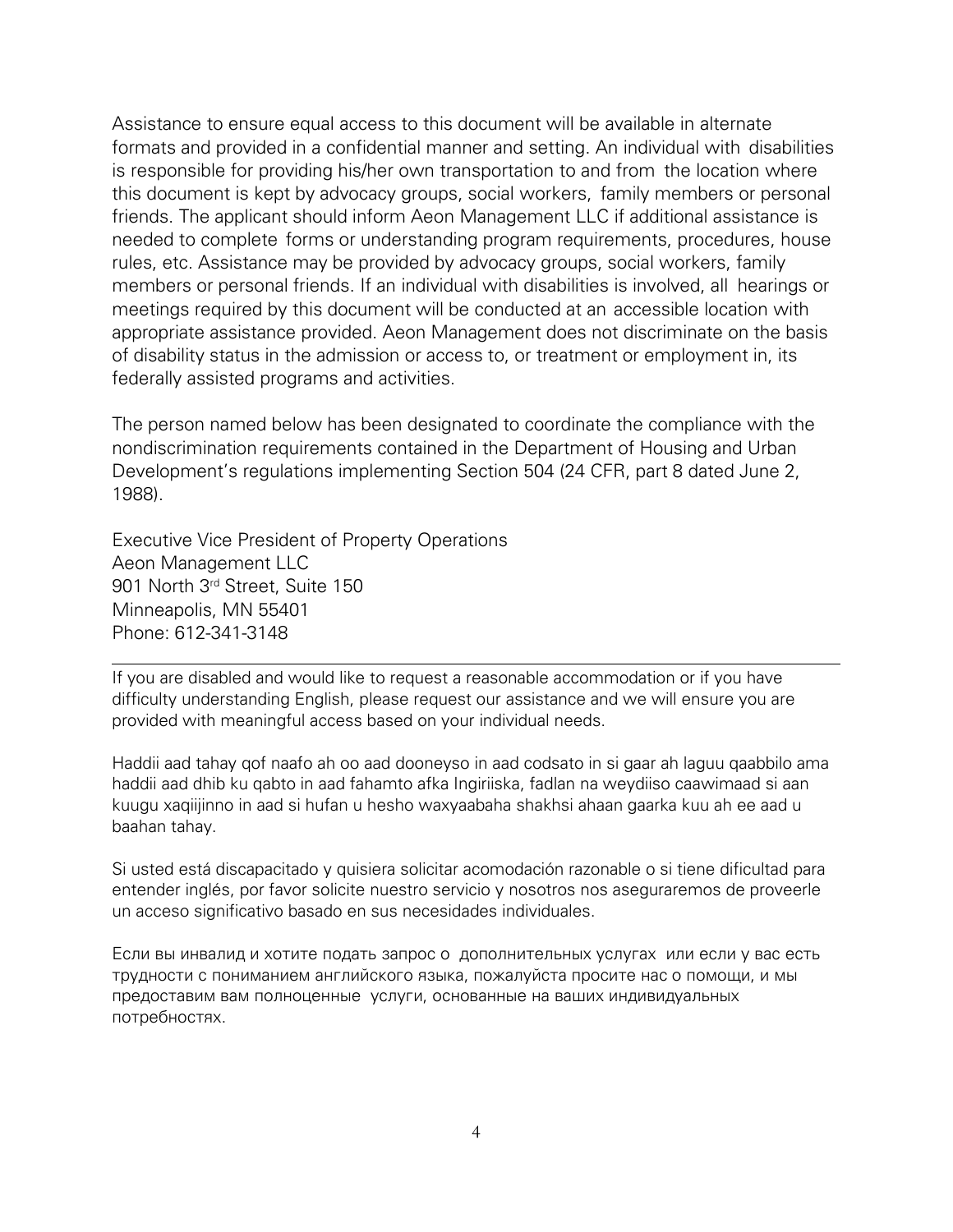Assistance to ensure equal access to this document will be available in alternate formats and provided in a confidential manner and setting. An individual with disabilities is responsible for providing his/her own transportation to and from the location where this document is kept by advocacy groups, social workers, family members or personal friends. The applicant should inform Aeon Management LLC if additional assistance is needed to complete forms or understanding program requirements, procedures, house rules, etc. Assistance may be provided by advocacy groups, social workers, family members or personal friends. If an individual with disabilities is involved, all hearings or meetings required by this document will be conducted at an accessible location with appropriate assistance provided. Aeon Management does not discriminate on the basis of disability status in the admission or access to, or treatment or employment in, its federally assisted programs and activities.

The person named below has been designated to coordinate the compliance with the nondiscrimination requirements contained in the Department of Housing and Urban Development's regulations implementing Section 504 (24 CFR, part 8 dated June 2, 1988).

Executive Vice President of Property Operations
Aeon Management LLC
901 North 3rd Street, Suite 150
Minneapolis, MN 55401
Phone: 612-341-3148

---

If you are disabled and would like to request a reasonable accommodation or if you have difficulty understanding English, please request our assistance and we will ensure you are provided with meaningful access based on your individual needs.

Haddii aad tahay qof naafo ah oo aad dooneyso in aad codsato in si gaar ah laguu qaabbilo ama haddii aad dhib ku qabto in aad fahamto afka Ingiriiska, fadlan na weydiiso caawimaad si aan kuugu xaqiijinno in aad si hufan u hesho waxyaabaha shakhsi ahaan gaarka kuu ah ee aad u baahan tahay.

Si usted está discapacitado y quisiera solicitar acomodación razonable o si tiene dificultad para entender inglés, por favor solicite nuestro servicio y nosotros nos aseguraremos de proveerle un acceso significativo basado en sus necesidades individuales.

Если вы инвалид и хотите подать запрос о дополнительных услугах или если у вас есть трудности с пониманием английского языка, пожалуйста просите нас о помощи, и мы предоставим вам полноценные услуги, основанные на ваших индивидуальных потребностях.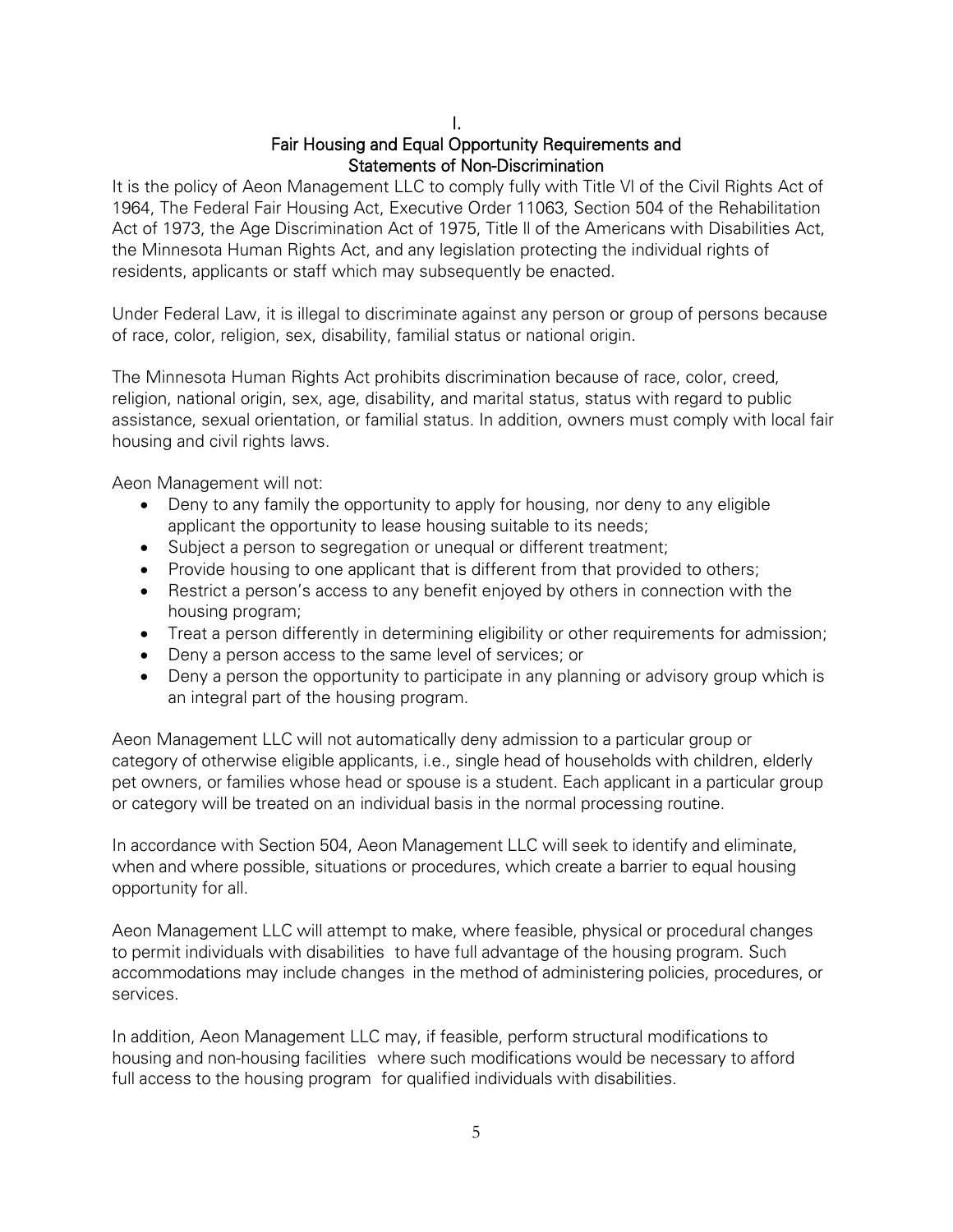# I. Fair Housing and Equal Opportunity Requirements and Statements of Non-Discrimination

It is the policy of Aeon Management LLC to comply fully with Title VI of the Civil Rights Act of 1964, The Federal Fair Housing Act, Executive Order 11063, Section 504 of the Rehabilitation Act of 1973, the Age Discrimination Act of 1975, Title II of the Americans with Disabilities Act, the Minnesota Human Rights Act, and any legislation protecting the individual rights of residents, applicants or staff which may subsequently be enacted.

Under Federal Law, it is illegal to discriminate against any person or group of persons because of race, color, religion, sex, disability, familial status or national origin.

The Minnesota Human Rights Act prohibits discrimination because of race, color, creed, religion, national origin, sex, age, disability, and marital status, status with regard to public assistance, sexual orientation, or familial status. In addition, owners must comply with local fair housing and civil rights laws.

Aeon Management will not:

- Deny to any family the opportunity to apply for housing, nor deny to any eligible applicant the opportunity to lease housing suitable to its needs;
- Subject a person to segregation or unequal or different treatment;
- Provide housing to one applicant that is different from that provided to others;
- Restrict a person's access to any benefit enjoyed by others in connection with the housing program;
- Treat a person differently in determining eligibility or other requirements for admission;
- Deny a person access to the same level of services; or
- Deny a person the opportunity to participate in any planning or advisory group which is an integral part of the housing program.

Aeon Management LLC will not automatically deny admission to a particular group or category of otherwise eligible applicants, i.e., single head of households with children, elderly pet owners, or families whose head or spouse is a student. Each applicant in a particular group or category will be treated on an individual basis in the normal processing routine.

In accordance with Section 504, Aeon Management LLC will seek to identify and eliminate, when and where possible, situations or procedures, which create a barrier to equal housing opportunity for all.

Aeon Management LLC will attempt to make, where feasible, physical or procedural changes to permit individuals with disabilities to have full advantage of the housing program. Such accommodations may include changes in the method of administering policies, procedures, or services.

In addition, Aeon Management LLC may, if feasible, perform structural modifications to housing and non-housing facilities where such modifications would be necessary to afford full access to the housing program for qualified individuals with disabilities.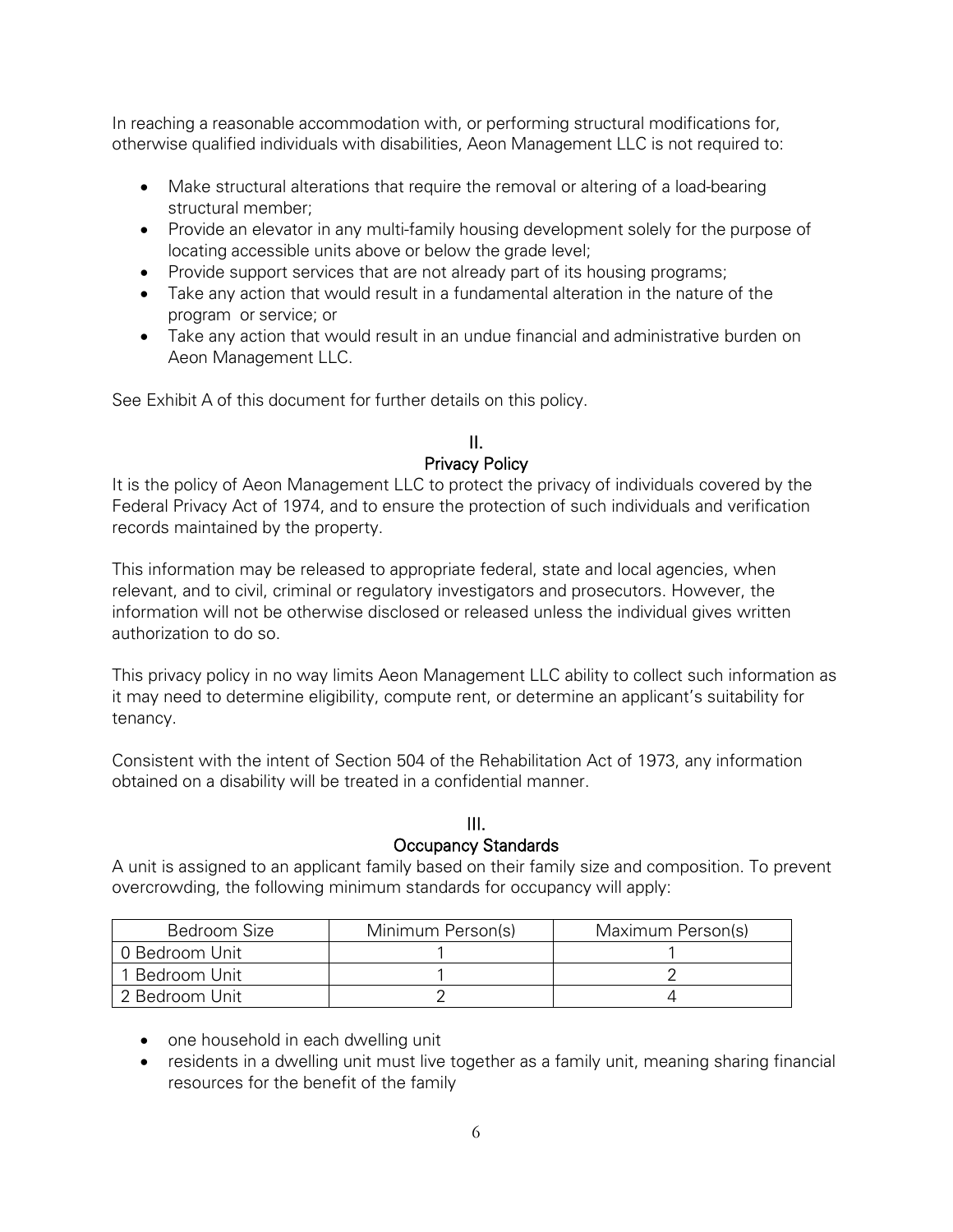In reaching a reasonable accommodation with, or performing structural modifications for, otherwise qualified individuals with disabilities, Aeon Management LLC is not required to:

- Make structural alterations that require the removal or altering of a load-bearing structural member;
- Provide an elevator in any multi-family housing development solely for the purpose of locating accessible units above or below the grade level;
- Provide support services that are not already part of its housing programs;
- Take any action that would result in a fundamental alteration in the nature of the program or service; or
- Take any action that would result in an undue financial and administrative burden on Aeon Management LLC.

See Exhibit A of this document for further details on this policy.

## II.
## Privacy Policy

It is the policy of Aeon Management LLC to protect the privacy of individuals covered by the Federal Privacy Act of 1974, and to ensure the protection of such individuals and verification records maintained by the property.

This information may be released to appropriate federal, state and local agencies, when relevant, and to civil, criminal or regulatory investigators and prosecutors. However, the information will not be otherwise disclosed or released unless the individual gives written authorization to do so.

This privacy policy in no way limits Aeon Management LLC ability to collect such information as it may need to determine eligibility, compute rent, or determine an applicant's suitability for tenancy.

Consistent with the intent of Section 504 of the Rehabilitation Act of 1973, any information obtained on a disability will be treated in a confidential manner.

## III.
## Occupancy Standards

A unit is assigned to an applicant family based on their family size and composition. To prevent overcrowding, the following minimum standards for occupancy will apply:

| Bedroom Size | Minimum Person(s) | Maximum Person(s) |
| --- | --- | --- |
| 0 Bedroom Unit | 1 | 1 |
| 1 Bedroom Unit | 1 | 2 |
| 2 Bedroom Unit | 2 | 4 |

- one household in each dwelling unit
- residents in a dwelling unit must live together as a family unit, meaning sharing financial resources for the benefit of the family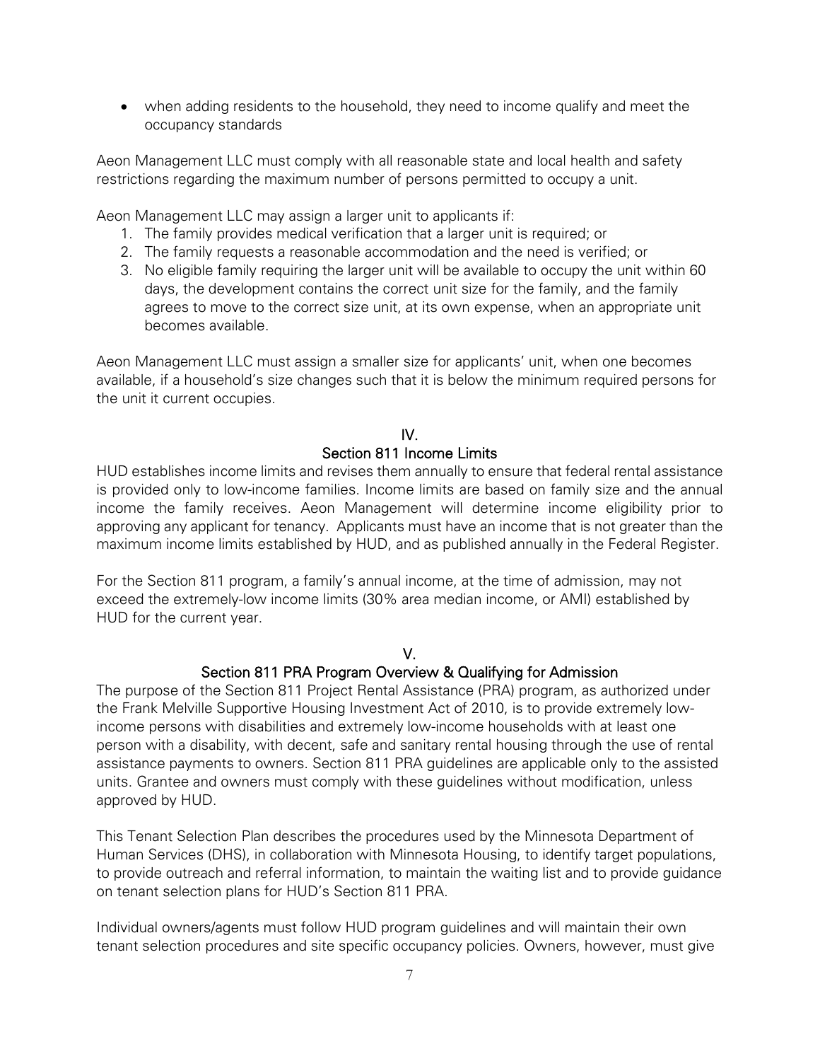- when adding residents to the household, they need to income qualify and meet the occupancy standards

Aeon Management LLC must comply with all reasonable state and local health and safety restrictions regarding the maximum number of persons permitted to occupy a unit.

Aeon Management LLC may assign a larger unit to applicants if:

1. The family provides medical verification that a larger unit is required; or
2. The family requests a reasonable accommodation and the need is verified; or
3. No eligible family requiring the larger unit will be available to occupy the unit within 60 days, the development contains the correct unit size for the family, and the family agrees to move to the correct size unit, at its own expense, when an appropriate unit becomes available.

Aeon Management LLC must assign a smaller size for applicants' unit, when one becomes available, if a household's size changes such that it is below the minimum required persons for the unit it current occupies.

## IV. Section 811 Income Limits

HUD establishes income limits and revises them annually to ensure that federal rental assistance is provided only to low-income families. Income limits are based on family size and the annual income the family receives. Aeon Management will determine income eligibility prior to approving any applicant for tenancy. Applicants must have an income that is not greater than the maximum income limits established by HUD, and as published annually in the Federal Register.

For the Section 811 program, a family's annual income, at the time of admission, may not exceed the extremely-low income limits (30% area median income, or AMI) established by HUD for the current year.

## V. Section 811 PRA Program Overview & Qualifying for Admission

The purpose of the Section 811 Project Rental Assistance (PRA) program, as authorized under the Frank Melville Supportive Housing Investment Act of 2010, is to provide extremely low-income persons with disabilities and extremely low-income households with at least one person with a disability, with decent, safe and sanitary rental housing through the use of rental assistance payments to owners. Section 811 PRA guidelines are applicable only to the assisted units. Grantee and owners must comply with these guidelines without modification, unless approved by HUD.

This Tenant Selection Plan describes the procedures used by the Minnesota Department of Human Services (DHS), in collaboration with Minnesota Housing, to identify target populations, to provide outreach and referral information, to maintain the waiting list and to provide guidance on tenant selection plans for HUD's Section 811 PRA.

Individual owners/agents must follow HUD program guidelines and will maintain their own tenant selection procedures and site specific occupancy policies. Owners, however, must give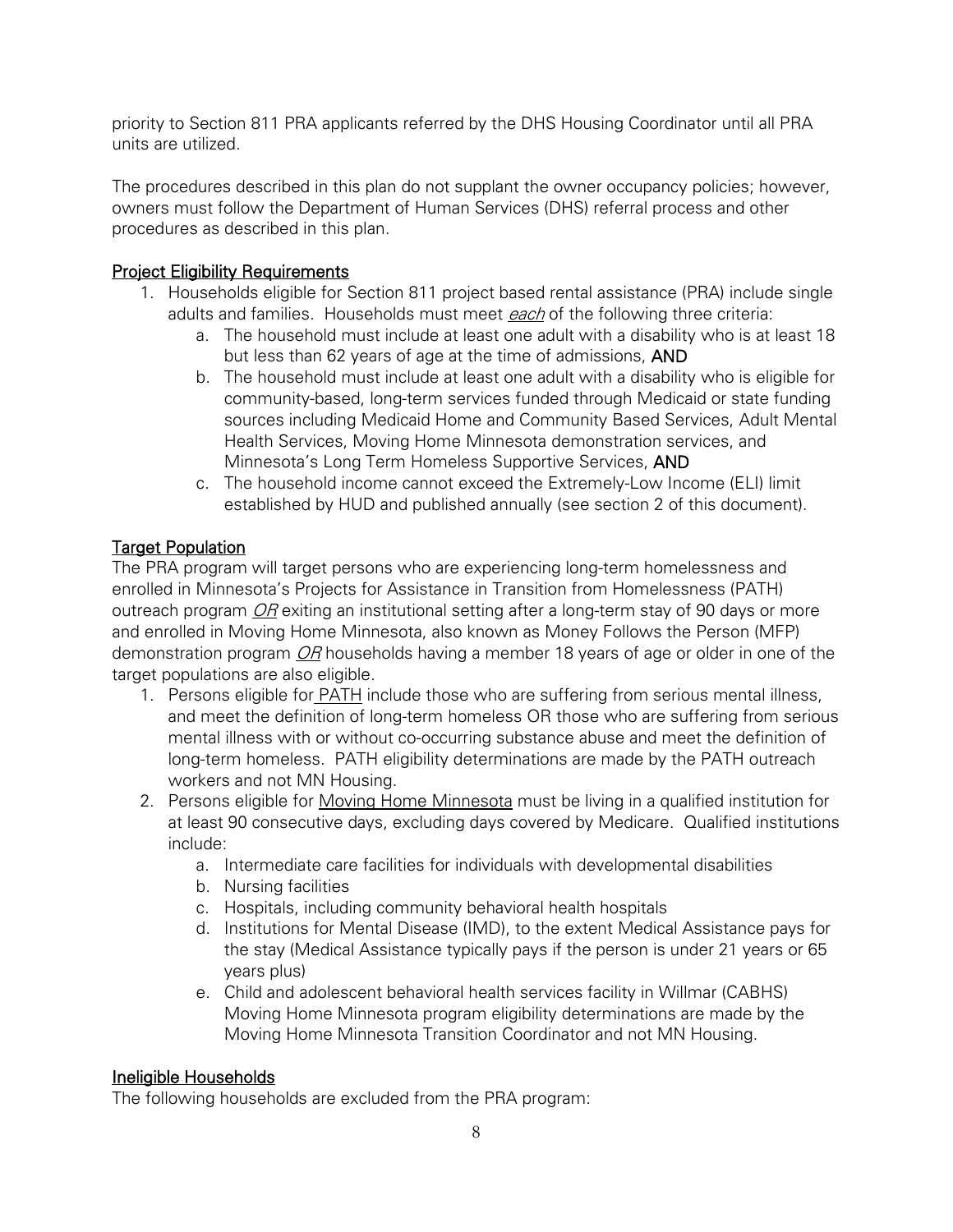priority to Section 811 PRA applicants referred by the DHS Housing Coordinator until all PRA units are utilized.

The procedures described in this plan do not supplant the owner occupancy policies; however, owners must follow the Department of Human Services (DHS) referral process and other procedures as described in this plan.

## Project Eligibility Requirements

1. Households eligible for Section 811 project based rental assistance (PRA) include single adults and families. Households must meet *each* of the following three criteria:
   a. The household must include at least one adult with a disability who is at least 18 but less than 62 years of age at the time of admissions, **AND**
   b. The household must include at least one adult with a disability who is eligible for community-based, long-term services funded through Medicaid or state funding sources including Medicaid Home and Community Based Services, Adult Mental Health Services, Moving Home Minnesota demonstration services, and Minnesota's Long Term Homeless Supportive Services, **AND**
   c. The household income cannot exceed the Extremely-Low Income (ELI) limit established by HUD and published annually (see section 2 of this document).

## Target Population

The PRA program will target persons who are experiencing long-term homelessness and enrolled in Minnesota's Projects for Assistance in Transition from Homelessness (PATH) outreach program *OR* exiting an institutional setting after a long-term stay of 90 days or more and enrolled in Moving Home Minnesota, also known as Money Follows the Person (MFP) demonstration program *OR* households having a member 18 years of age or older in one of the target populations are also eligible.

1. Persons eligible for PATH include those who are suffering from serious mental illness, and meet the definition of long-term homeless OR those who are suffering from serious mental illness with or without co-occurring substance abuse and meet the definition of long-term homeless. PATH eligibility determinations are made by the PATH outreach workers and not MN Housing.
2. Persons eligible for Moving Home Minnesota must be living in a qualified institution for at least 90 consecutive days, excluding days covered by Medicare. Qualified institutions include:
   a. Intermediate care facilities for individuals with developmental disabilities
   b. Nursing facilities
   c. Hospitals, including community behavioral health hospitals
   d. Institutions for Mental Disease (IMD), to the extent Medical Assistance pays for the stay (Medical Assistance typically pays if the person is under 21 years or 65 years plus)
   e. Child and adolescent behavioral health services facility in Willmar (CABHS) Moving Home Minnesota program eligibility determinations are made by the Moving Home Minnesota Transition Coordinator and not MN Housing.

## Ineligible Households

The following households are excluded from the PRA program: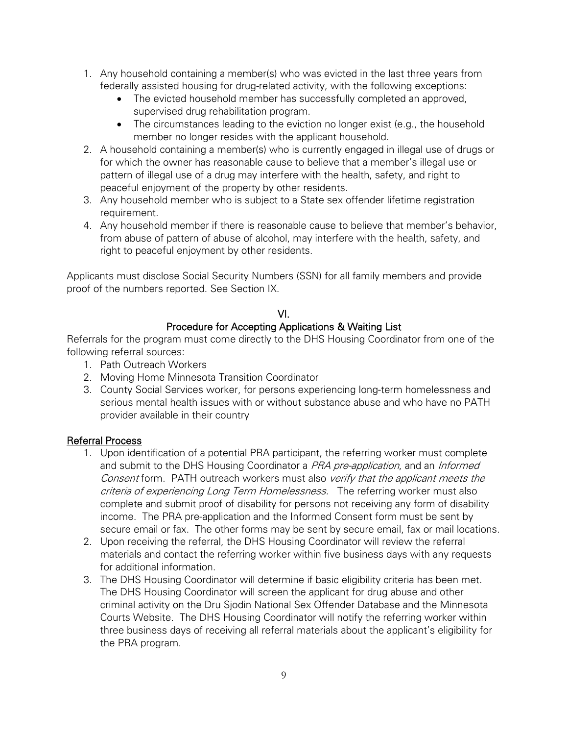1. Any household containing a member(s) who was evicted in the last three years from federally assisted housing for drug-related activity, with the following exceptions:
   - The evicted household member has successfully completed an approved, supervised drug rehabilitation program.
   - The circumstances leading to the eviction no longer exist (e.g., the household member no longer resides with the applicant household.
2. A household containing a member(s) who is currently engaged in illegal use of drugs or for which the owner has reasonable cause to believe that a member's illegal use or pattern of illegal use of a drug may interfere with the health, safety, and right to peaceful enjoyment of the property by other residents.
3. Any household member who is subject to a State sex offender lifetime registration requirement.
4. Any household member if there is reasonable cause to believe that member's behavior, from abuse of pattern of abuse of alcohol, may interfere with the health, safety, and right to peaceful enjoyment by other residents.

Applicants must disclose Social Security Numbers (SSN) for all family members and provide proof of the numbers reported. See Section IX.

## VI.
## Procedure for Accepting Applications & Waiting List

Referrals for the program must come directly to the DHS Housing Coordinator from one of the following referral sources:

1. Path Outreach Workers
2. Moving Home Minnesota Transition Coordinator
3. County Social Services worker, for persons experiencing long-term homelessness and serious mental health issues with or without substance abuse and who have no PATH provider available in their country

### Referral Process

1. Upon identification of a potential PRA participant, the referring worker must complete and submit to the DHS Housing Coordinator a *PRA pre-application*, and an *Informed Consent* form. PATH outreach workers must also *verify that the applicant meets the criteria of experiencing Long Term Homelessness.* The referring worker must also complete and submit proof of disability for persons not receiving any form of disability income. The PRA pre-application and the Informed Consent form must be sent by secure email or fax. The other forms may be sent by secure email, fax or mail locations.
2. Upon receiving the referral, the DHS Housing Coordinator will review the referral materials and contact the referring worker within five business days with any requests for additional information.
3. The DHS Housing Coordinator will determine if basic eligibility criteria has been met. The DHS Housing Coordinator will screen the applicant for drug abuse and other criminal activity on the Dru Sjodin National Sex Offender Database and the Minnesota Courts Website. The DHS Housing Coordinator will notify the referring worker within three business days of receiving all referral materials about the applicant's eligibility for the PRA program.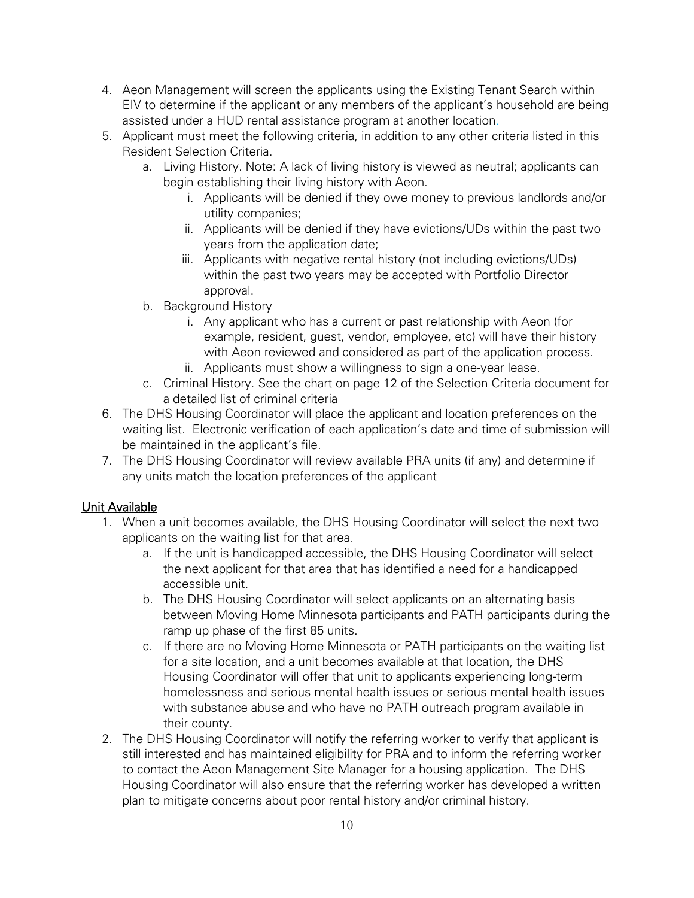4. Aeon Management will screen the applicants using the Existing Tenant Search within EIV to determine if the applicant or any members of the applicant's household are being assisted under a HUD rental assistance program at another location.
5. Applicant must meet the following criteria, in addition to any other criteria listed in this Resident Selection Criteria.
   a. Living History. Note: A lack of living history is viewed as neutral; applicants can begin establishing their living history with Aeon.
      i. Applicants will be denied if they owe money to previous landlords and/or utility companies;
      ii. Applicants will be denied if they have evictions/UDs within the past two years from the application date;
      iii. Applicants with negative rental history (not including evictions/UDs) within the past two years may be accepted with Portfolio Director approval.
   b. Background History
      i. Any applicant who has a current or past relationship with Aeon (for example, resident, guest, vendor, employee, etc) will have their history with Aeon reviewed and considered as part of the application process.
      ii. Applicants must show a willingness to sign a one-year lease.
   c. Criminal History. See the chart on page 12 of the Selection Criteria document for a detailed list of criminal criteria
6. The DHS Housing Coordinator will place the applicant and location preferences on the waiting list. Electronic verification of each application's date and time of submission will be maintained in the applicant's file.
7. The DHS Housing Coordinator will review available PRA units (if any) and determine if any units match the location preferences of the applicant

<u>Unit Available</u>

1. When a unit becomes available, the DHS Housing Coordinator will select the next two applicants on the waiting list for that area.
   a. If the unit is handicapped accessible, the DHS Housing Coordinator will select the next applicant for that area that has identified a need for a handicapped accessible unit.
   b. The DHS Housing Coordinator will select applicants on an alternating basis between Moving Home Minnesota participants and PATH participants during the ramp up phase of the first 85 units.
   c. If there are no Moving Home Minnesota or PATH participants on the waiting list for a site location, and a unit becomes available at that location, the DHS Housing Coordinator will offer that unit to applicants experiencing long-term homelessness and serious mental health issues or serious mental health issues with substance abuse and who have no PATH outreach program available in their county.
2. The DHS Housing Coordinator will notify the referring worker to verify that applicant is still interested and has maintained eligibility for PRA and to inform the referring worker to contact the Aeon Management Site Manager for a housing application. The DHS Housing Coordinator will also ensure that the referring worker has developed a written plan to mitigate concerns about poor rental history and/or criminal history.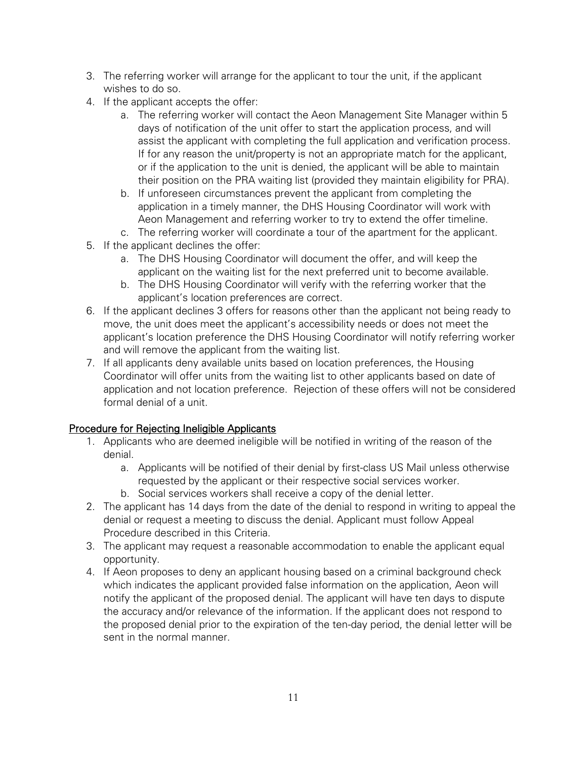3. The referring worker will arrange for the applicant to tour the unit, if the applicant wishes to do so.
4. If the applicant accepts the offer:
    a. The referring worker will contact the Aeon Management Site Manager within 5 days of notification of the unit offer to start the application process, and will assist the applicant with completing the full application and verification process. If for any reason the unit/property is not an appropriate match for the applicant, or if the application to the unit is denied, the applicant will be able to maintain their position on the PRA waiting list (provided they maintain eligibility for PRA).
    b. If unforeseen circumstances prevent the applicant from completing the application in a timely manner, the DHS Housing Coordinator will work with Aeon Management and referring worker to try to extend the offer timeline.
    c. The referring worker will coordinate a tour of the apartment for the applicant.
5. If the applicant declines the offer:
    a. The DHS Housing Coordinator will document the offer, and will keep the applicant on the waiting list for the next preferred unit to become available.
    b. The DHS Housing Coordinator will verify with the referring worker that the applicant's location preferences are correct.
6. If the applicant declines 3 offers for reasons other than the applicant not being ready to move, the unit does meet the applicant's accessibility needs or does not meet the applicant's location preference the DHS Housing Coordinator will notify referring worker and will remove the applicant from the waiting list.
7. If all applicants deny available units based on location preferences, the Housing Coordinator will offer units from the waiting list to other applicants based on date of application and not location preference. Rejection of these offers will not be considered formal denial of a unit.

## Procedure for Rejecting Ineligible Applicants

1. Applicants who are deemed ineligible will be notified in writing of the reason of the denial.
    a. Applicants will be notified of their denial by first-class US Mail unless otherwise requested by the applicant or their respective social services worker.
    b. Social services workers shall receive a copy of the denial letter.
2. The applicant has 14 days from the date of the denial to respond in writing to appeal the denial or request a meeting to discuss the denial. Applicant must follow Appeal Procedure described in this Criteria.
3. The applicant may request a reasonable accommodation to enable the applicant equal opportunity.
4. If Aeon proposes to deny an applicant housing based on a criminal background check which indicates the applicant provided false information on the application, Aeon will notify the applicant of the proposed denial. The applicant will have ten days to dispute the accuracy and/or relevance of the information. If the applicant does not respond to the proposed denial prior to the expiration of the ten-day period, the denial letter will be sent in the normal manner.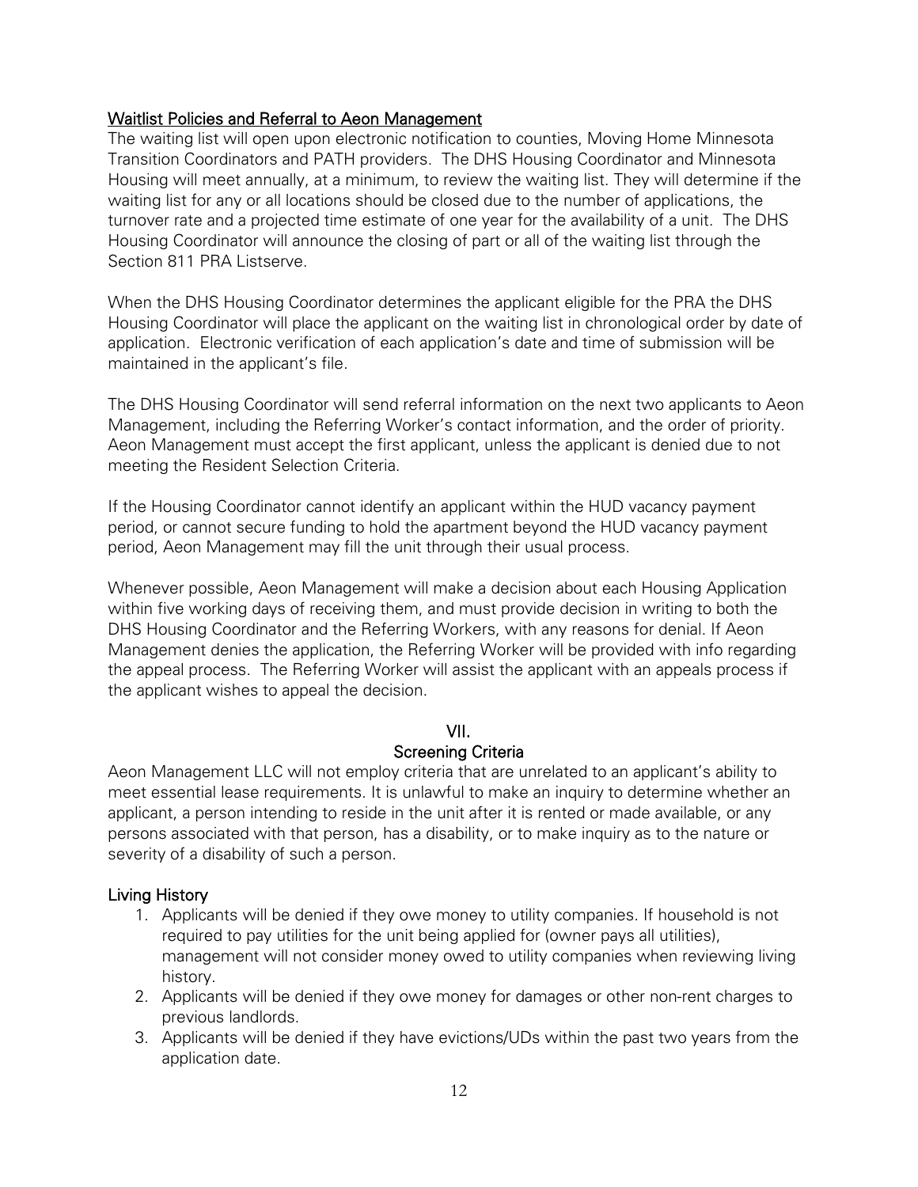## Waitlist Policies and Referral to Aeon Management

The waiting list will open upon electronic notification to counties, Moving Home Minnesota Transition Coordinators and PATH providers. The DHS Housing Coordinator and Minnesota Housing will meet annually, at a minimum, to review the waiting list. They will determine if the waiting list for any or all locations should be closed due to the number of applications, the turnover rate and a projected time estimate of one year for the availability of a unit. The DHS Housing Coordinator will announce the closing of part or all of the waiting list through the Section 811 PRA Listserve.

When the DHS Housing Coordinator determines the applicant eligible for the PRA the DHS Housing Coordinator will place the applicant on the waiting list in chronological order by date of application. Electronic verification of each application's date and time of submission will be maintained in the applicant's file.

The DHS Housing Coordinator will send referral information on the next two applicants to Aeon Management, including the Referring Worker's contact information, and the order of priority. Aeon Management must accept the first applicant, unless the applicant is denied due to not meeting the Resident Selection Criteria.

If the Housing Coordinator cannot identify an applicant within the HUD vacancy payment period, or cannot secure funding to hold the apartment beyond the HUD vacancy payment period, Aeon Management may fill the unit through their usual process.

Whenever possible, Aeon Management will make a decision about each Housing Application within five working days of receiving them, and must provide decision in writing to both the DHS Housing Coordinator and the Referring Workers, with any reasons for denial. If Aeon Management denies the application, the Referring Worker will be provided with info regarding the appeal process. The Referring Worker will assist the applicant with an appeals process if the applicant wishes to appeal the decision.

# VII.
# Screening Criteria

Aeon Management LLC will not employ criteria that are unrelated to an applicant's ability to meet essential lease requirements. It is unlawful to make an inquiry to determine whether an applicant, a person intending to reside in the unit after it is rented or made available, or any persons associated with that person, has a disability, or to make inquiry as to the nature or severity of a disability of such a person.

## Living History

1. Applicants will be denied if they owe money to utility companies. If household is not required to pay utilities for the unit being applied for (owner pays all utilities), management will not consider money owed to utility companies when reviewing living history.
2. Applicants will be denied if they owe money for damages or other non-rent charges to previous landlords.
3. Applicants will be denied if they have evictions/UDs within the past two years from the application date.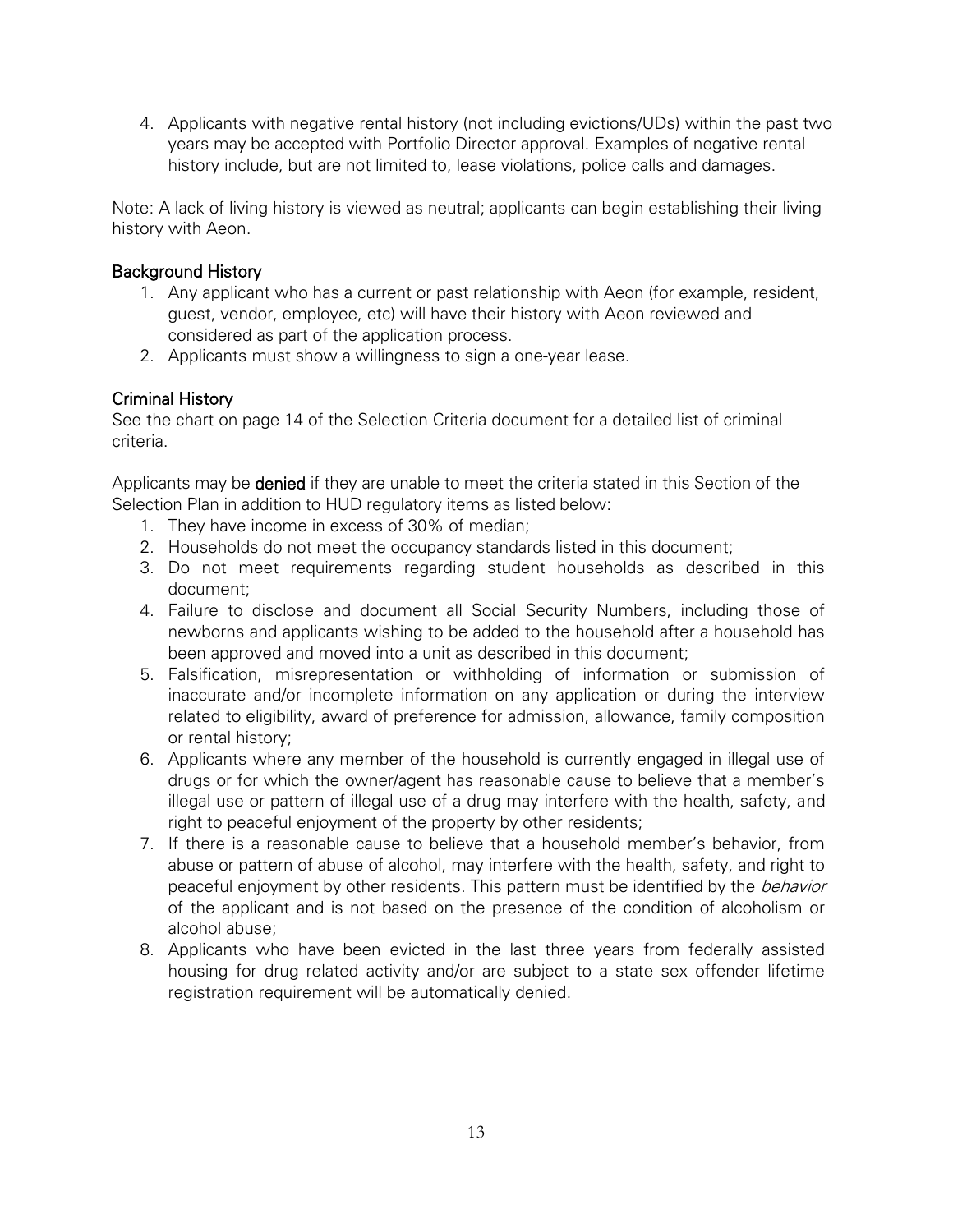4. Applicants with negative rental history (not including evictions/UDs) within the past two years may be accepted with Portfolio Director approval. Examples of negative rental history include, but are not limited to, lease violations, police calls and damages.

Note: A lack of living history is viewed as neutral; applicants can begin establishing their living history with Aeon.

### Background History

1. Any applicant who has a current or past relationship with Aeon (for example, resident, guest, vendor, employee, etc) will have their history with Aeon reviewed and considered as part of the application process.
2. Applicants must show a willingness to sign a one-year lease.

### Criminal History

See the chart on page 14 of the Selection Criteria document for a detailed list of criminal criteria.

Applicants may be **denied** if they are unable to meet the criteria stated in this Section of the Selection Plan in addition to HUD regulatory items as listed below:

1. They have income in excess of 30% of median;
2. Households do not meet the occupancy standards listed in this document;
3. Do not meet requirements regarding student households as described in this document;
4. Failure to disclose and document all Social Security Numbers, including those of newborns and applicants wishing to be added to the household after a household has been approved and moved into a unit as described in this document;
5. Falsification, misrepresentation or withholding of information or submission of inaccurate and/or incomplete information on any application or during the interview related to eligibility, award of preference for admission, allowance, family composition or rental history;
6. Applicants where any member of the household is currently engaged in illegal use of drugs or for which the owner/agent has reasonable cause to believe that a member's illegal use or pattern of illegal use of a drug may interfere with the health, safety, and right to peaceful enjoyment of the property by other residents;
7. If there is a reasonable cause to believe that a household member's behavior, from abuse or pattern of abuse of alcohol, may interfere with the health, safety, and right to peaceful enjoyment by other residents. This pattern must be identified by the *behavior* of the applicant and is not based on the presence of the condition of alcoholism or alcohol abuse;
8. Applicants who have been evicted in the last three years from federally assisted housing for drug related activity and/or are subject to a state sex offender lifetime registration requirement will be automatically denied.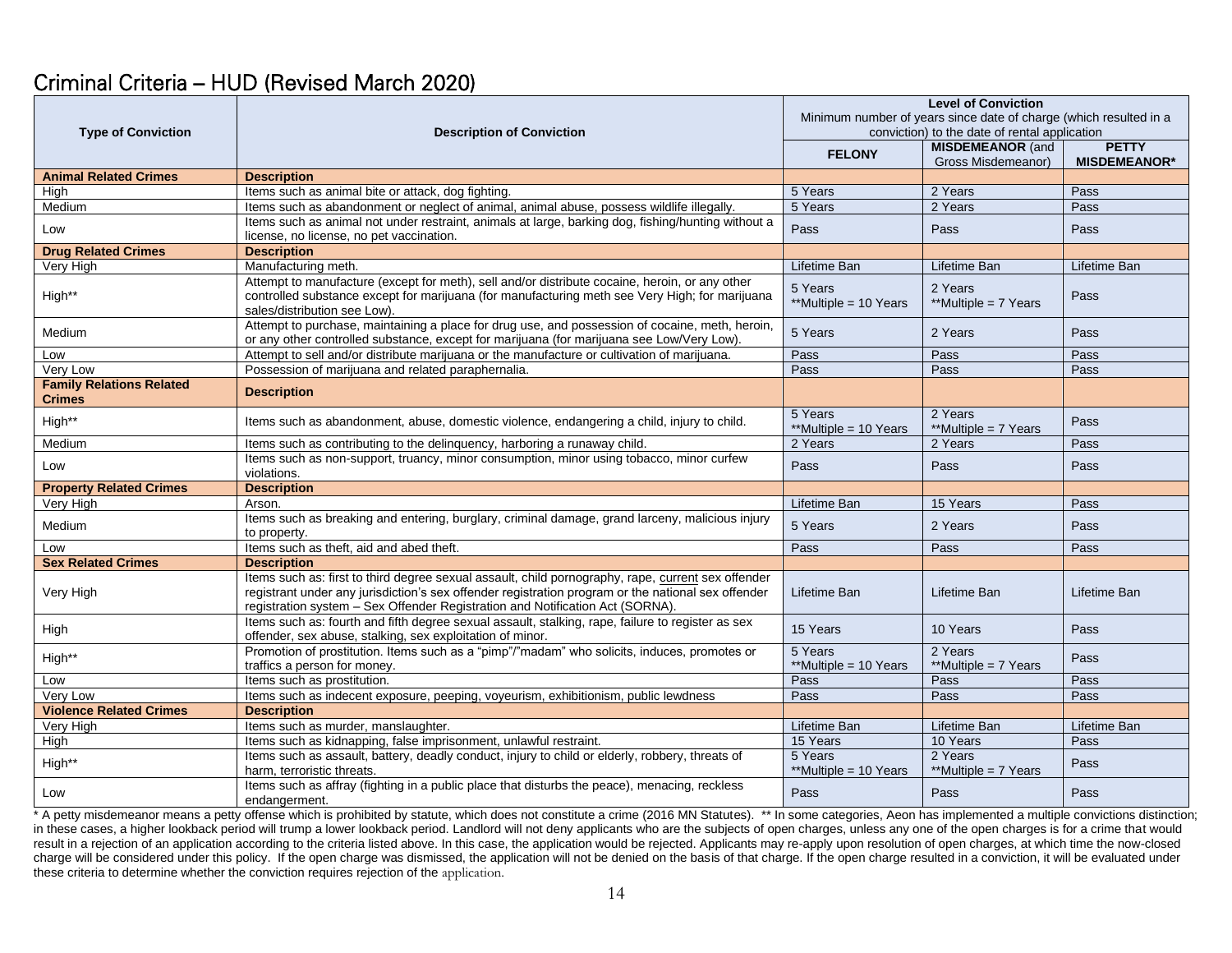# Criminal Criteria – HUD (Revised March 2020)

| Type of Conviction | Description of Conviction | Level of Conviction<br>Minimum number of years since date of charge (which resulted in a conviction) to the date of rental application | | |
|---|---|---|---|---|
| | | **FELONY** | **MISDEMEANOR** (and Gross Misdemeanor) | **PETTY MISDEMEANOR*** |
| **Animal Related Crimes** | **Description** | | | |
| High | Items such as animal bite or attack, dog fighting. | 5 Years | 2 Years | Pass |
| Medium | Items such as abandonment or neglect of animal, animal abuse, possess wildlife illegally. | 5 Years | 2 Years | Pass |
| Low | Items such as animal not under restraint, animals at large, barking dog, fishing/hunting without a license, no license, no pet vaccination. | Pass | Pass | Pass |
| **Drug Related Crimes** | **Description** | | | |
| Very High | Manufacturing meth. | Lifetime Ban | Lifetime Ban | Lifetime Ban |
| High** | Attempt to manufacture (except for meth), sell and/or distribute cocaine, heroin, or any other controlled substance except for marijuana (for manufacturing meth see Very High; for marijuana sales/distribution see Low). | 5 Years<br>**Multiple = 10 Years | 2 Years<br>**Multiple = 7 Years | Pass |
| Medium | Attempt to purchase, maintaining a place for drug use, and possession of cocaine, meth, heroin, or any other controlled substance, except for marijuana (for marijuana see Low/Very Low). | 5 Years | 2 Years | Pass |
| Low | Attempt to sell and/or distribute marijuana or the manufacture or cultivation of marijuana. | Pass | Pass | Pass |
| Very Low | Possession of marijuana and related paraphernalia. | Pass | Pass | Pass |
| **Family Relations Related Crimes** | **Description** | | | |
| High** | Items such as abandonment, abuse, domestic violence, endangering a child, injury to child. | 5 Years<br>**Multiple = 10 Years | 2 Years<br>**Multiple = 7 Years | Pass |
| Medium | Items such as contributing to the delinquency, harboring a runaway child. | 2 Years | 2 Years | Pass |
| Low | Items such as non-support, truancy, minor consumption, minor using tobacco, minor curfew violations. | Pass | Pass | Pass |
| **Property Related Crimes** | **Description** | | | |
| Very High | Arson. | Lifetime Ban | 15 Years | Pass |
| Medium | Items such as breaking and entering, burglary, criminal damage, grand larceny, malicious injury to property. | 5 Years | 2 Years | Pass |
| Low | Items such as theft, aid and abed theft. | Pass | Pass | Pass |
| **Sex Related Crimes** | **Description** | | | |
| Very High | Items such as: first to third degree sexual assault, child pornography, rape, current sex offender registrant under any jurisdiction's sex offender registration program or the national sex offender registration system – Sex Offender Registration and Notification Act (SORNA). | Lifetime Ban | Lifetime Ban | Lifetime Ban |
| High | Items such as: fourth and fifth degree sexual assault, stalking, rape, failure to register as sex offender, sex abuse, stalking, sex exploitation of minor. | 15 Years | 10 Years | Pass |
| High** | Promotion of prostitution. Items such as a "pimp"/"madam" who solicits, induces, promotes or traffics a person for money. | 5 Years<br>**Multiple = 10 Years | 2 Years<br>**Multiple = 7 Years | Pass |
| Low | Items such as prostitution. | Pass | Pass | Pass |
| Very Low | Items such as indecent exposure, peeping, voyeurism, exhibitionism, public lewdness | Pass | Pass | Pass |
| **Violence Related Crimes** | **Description** | | | |
| Very High | Items such as murder, manslaughter. | Lifetime Ban | Lifetime Ban | Lifetime Ban |
| High | Items such as kidnapping, false imprisonment, unlawful restraint. | 15 Years | 10 Years | Pass |
| High** | Items such as assault, battery, deadly conduct, injury to child or elderly, robbery, threats of harm, terroristic threats. | 5 Years<br>**Multiple = 10 Years | 2 Years<br>**Multiple = 7 Years | Pass |
| Low | Items such as affray (fighting in a public place that disturbs the peace), menacing, reckless endangerment. | Pass | Pass | Pass |

* A petty misdemeanor means a petty offense which is prohibited by statute, which does not constitute a crime (2016 MN Statutes). ** In some categories, Aeon has implemented a multiple convictions distinction; in these cases, a higher lookback period will trump a lower lookback period. Landlord will not deny applicants who are the subjects of open charges, unless any one of the open charges is for a crime that would result in a rejection of an application according to the criteria listed above. In this case, the application would be rejected. Applicants may re-apply upon resolution of open charges, at which time the now-closed charge will be considered under this policy. If the open charge was dismissed, the application will not be denied on the basis of that charge. If the open charge resulted in a conviction, it will be evaluated under these criteria to determine whether the conviction requires rejection of the application.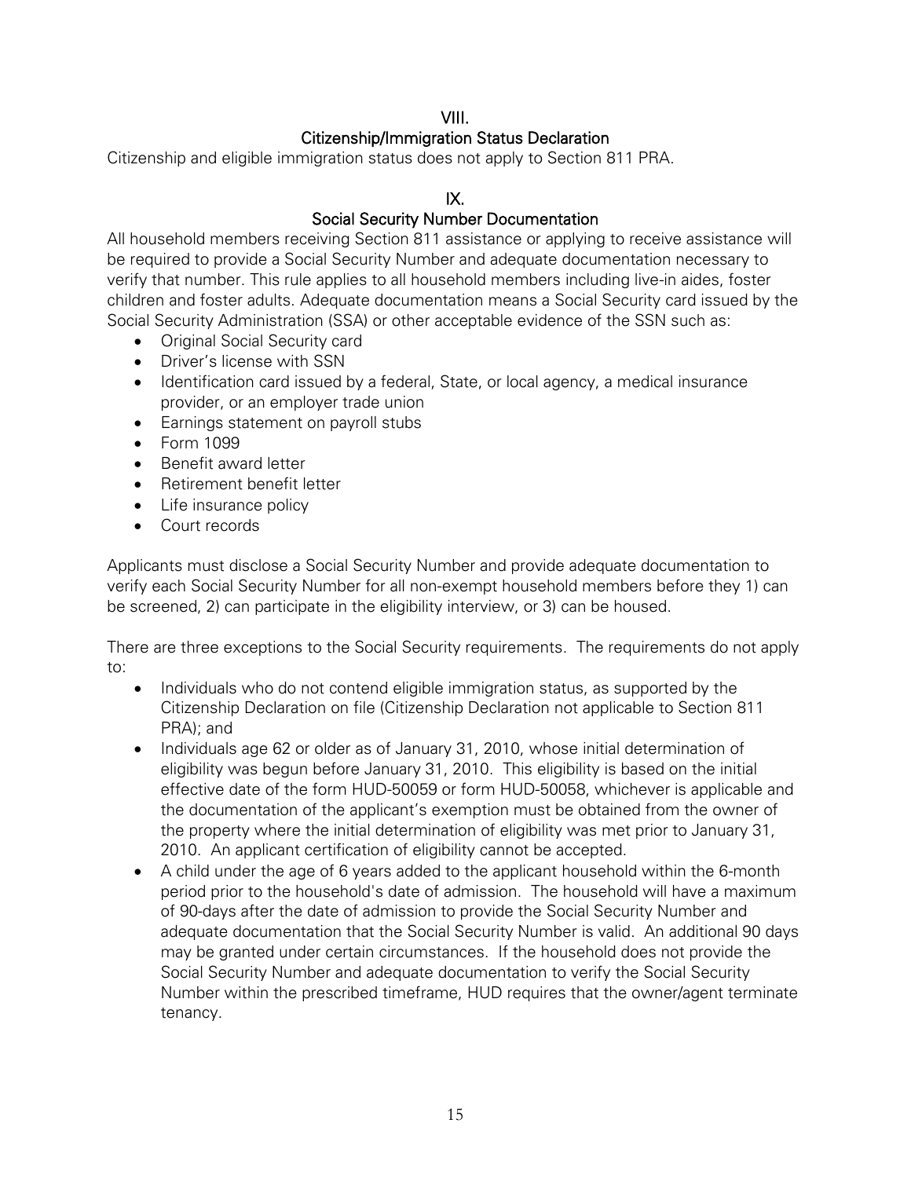## VIII.
## Citizenship/Immigration Status Declaration

Citizenship and eligible immigration status does not apply to Section 811 PRA.

## IX.
## Social Security Number Documentation

All household members receiving Section 811 assistance or applying to receive assistance will be required to provide a Social Security Number and adequate documentation necessary to verify that number. This rule applies to all household members including live-in aides, foster children and foster adults. Adequate documentation means a Social Security card issued by the Social Security Administration (SSA) or other acceptable evidence of the SSN such as:

- Original Social Security card
- Driver's license with SSN
- Identification card issued by a federal, State, or local agency, a medical insurance provider, or an employer trade union
- Earnings statement on payroll stubs
- Form 1099
- Benefit award letter
- Retirement benefit letter
- Life insurance policy
- Court records

Applicants must disclose a Social Security Number and provide adequate documentation to verify each Social Security Number for all non-exempt household members before they 1) can be screened, 2) can participate in the eligibility interview, or 3) can be housed.

There are three exceptions to the Social Security requirements. The requirements do not apply to:

- Individuals who do not contend eligible immigration status, as supported by the Citizenship Declaration on file (Citizenship Declaration not applicable to Section 811 PRA); and
- Individuals age 62 or older as of January 31, 2010, whose initial determination of eligibility was begun before January 31, 2010. This eligibility is based on the initial effective date of the form HUD-50059 or form HUD-50058, whichever is applicable and the documentation of the applicant's exemption must be obtained from the owner of the property where the initial determination of eligibility was met prior to January 31, 2010. An applicant certification of eligibility cannot be accepted.
- A child under the age of 6 years added to the applicant household within the 6-month period prior to the household's date of admission. The household will have a maximum of 90-days after the date of admission to provide the Social Security Number and adequate documentation that the Social Security Number is valid. An additional 90 days may be granted under certain circumstances. If the household does not provide the Social Security Number and adequate documentation to verify the Social Security Number within the prescribed timeframe, HUD requires that the owner/agent terminate tenancy.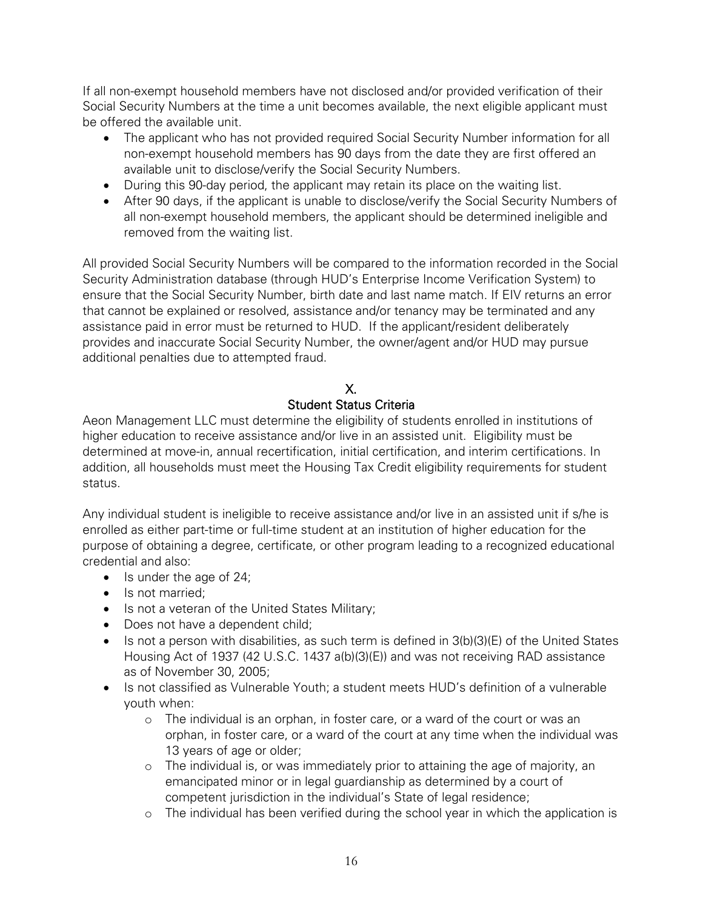If all non-exempt household members have not disclosed and/or provided verification of their Social Security Numbers at the time a unit becomes available, the next eligible applicant must be offered the available unit.

- The applicant who has not provided required Social Security Number information for all non-exempt household members has 90 days from the date they are first offered an available unit to disclose/verify the Social Security Numbers.
- During this 90-day period, the applicant may retain its place on the waiting list.
- After 90 days, if the applicant is unable to disclose/verify the Social Security Numbers of all non-exempt household members, the applicant should be determined ineligible and removed from the waiting list.

All provided Social Security Numbers will be compared to the information recorded in the Social Security Administration database (through HUD's Enterprise Income Verification System) to ensure that the Social Security Number, birth date and last name match. If EIV returns an error that cannot be explained or resolved, assistance and/or tenancy may be terminated and any assistance paid in error must be returned to HUD. If the applicant/resident deliberately provides and inaccurate Social Security Number, the owner/agent and/or HUD may pursue additional penalties due to attempted fraud.

## X.
## Student Status Criteria

Aeon Management LLC must determine the eligibility of students enrolled in institutions of higher education to receive assistance and/or live in an assisted unit. Eligibility must be determined at move-in, annual recertification, initial certification, and interim certifications. In addition, all households must meet the Housing Tax Credit eligibility requirements for student status.

Any individual student is ineligible to receive assistance and/or live in an assisted unit if s/he is enrolled as either part-time or full-time student at an institution of higher education for the purpose of obtaining a degree, certificate, or other program leading to a recognized educational credential and also:

- Is under the age of 24;
- Is not married;
- Is not a veteran of the United States Military;
- Does not have a dependent child;
- Is not a person with disabilities, as such term is defined in 3(b)(3)(E) of the United States Housing Act of 1937 (42 U.S.C. 1437 a(b)(3)(E)) and was not receiving RAD assistance as of November 30, 2005;
- Is not classified as Vulnerable Youth; a student meets HUD's definition of a vulnerable youth when:
  - The individual is an orphan, in foster care, or a ward of the court or was an orphan, in foster care, or a ward of the court at any time when the individual was 13 years of age or older;
  - The individual is, or was immediately prior to attaining the age of majority, an emancipated minor or in legal guardianship as determined by a court of competent jurisdiction in the individual's State of legal residence;
  - The individual has been verified during the school year in which the application is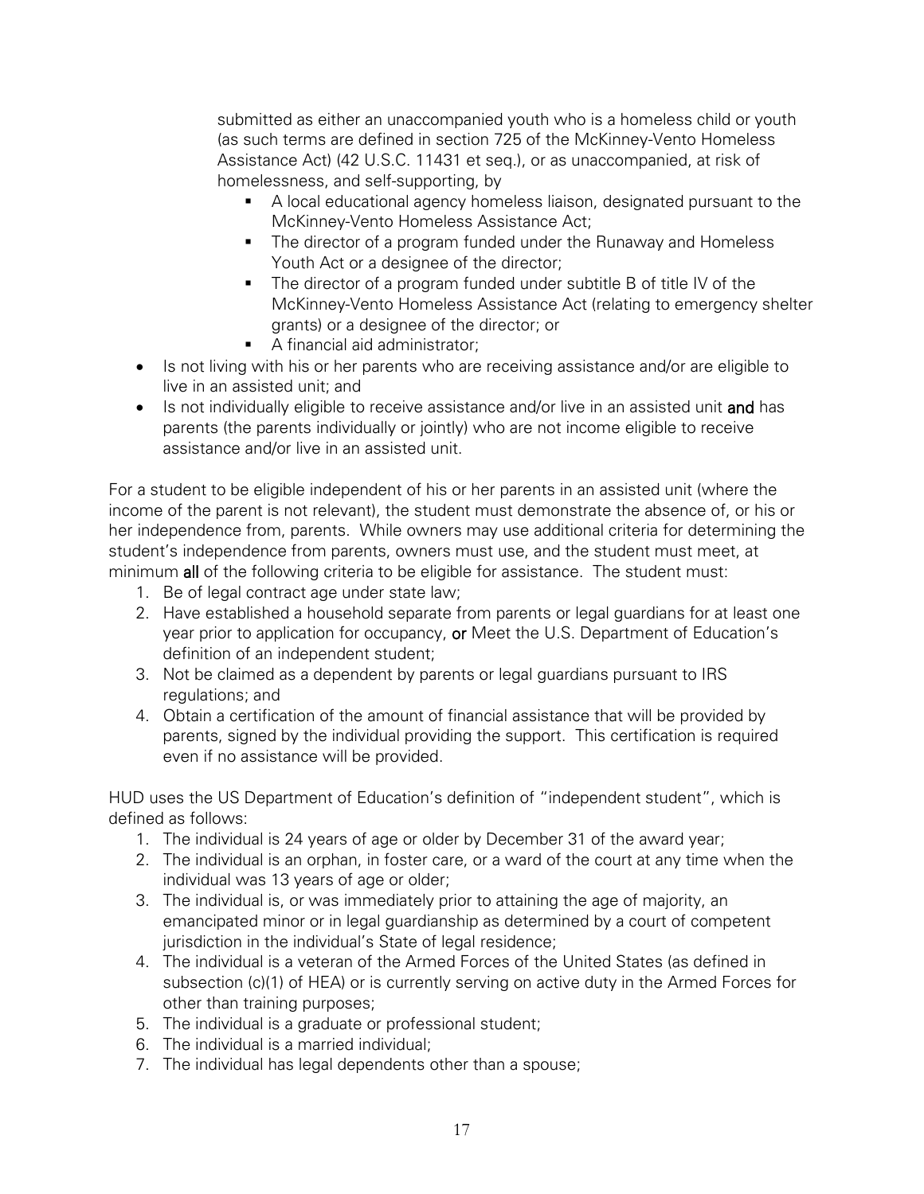submitted as either an unaccompanied youth who is a homeless child or youth (as such terms are defined in section 725 of the McKinney-Vento Homeless Assistance Act) (42 U.S.C. 11431 et seq.), or as unaccompanied, at risk of homelessness, and self-supporting, by

    - A local educational agency homeless liaison, designated pursuant to the McKinney-Vento Homeless Assistance Act;
    - The director of a program funded under the Runaway and Homeless Youth Act or a designee of the director;
    - The director of a program funded under subtitle B of title IV of the McKinney-Vento Homeless Assistance Act (relating to emergency shelter grants) or a designee of the director; or
    - A financial aid administrator;

- Is not living with his or her parents who are receiving assistance and/or are eligible to live in an assisted unit; and
- Is not individually eligible to receive assistance and/or live in an assisted unit **and** has parents (the parents individually or jointly) who are not income eligible to receive assistance and/or live in an assisted unit.

For a student to be eligible independent of his or her parents in an assisted unit (where the income of the parent is not relevant), the student must demonstrate the absence of, or his or her independence from, parents. While owners may use additional criteria for determining the student's independence from parents, owners must use, and the student must meet, at minimum **all** of the following criteria to be eligible for assistance. The student must:

1. Be of legal contract age under state law;
2. Have established a household separate from parents or legal guardians for at least one year prior to application for occupancy, **or** Meet the U.S. Department of Education's definition of an independent student;
3. Not be claimed as a dependent by parents or legal guardians pursuant to IRS regulations; and
4. Obtain a certification of the amount of financial assistance that will be provided by parents, signed by the individual providing the support. This certification is required even if no assistance will be provided.

HUD uses the US Department of Education's definition of "independent student", which is defined as follows:

1. The individual is 24 years of age or older by December 31 of the award year;
2. The individual is an orphan, in foster care, or a ward of the court at any time when the individual was 13 years of age or older;
3. The individual is, or was immediately prior to attaining the age of majority, an emancipated minor or in legal guardianship as determined by a court of competent jurisdiction in the individual's State of legal residence;
4. The individual is a veteran of the Armed Forces of the United States (as defined in subsection (c)(1) of HEA) or is currently serving on active duty in the Armed Forces for other than training purposes;
5. The individual is a graduate or professional student;
6. The individual is a married individual;
7. The individual has legal dependents other than a spouse;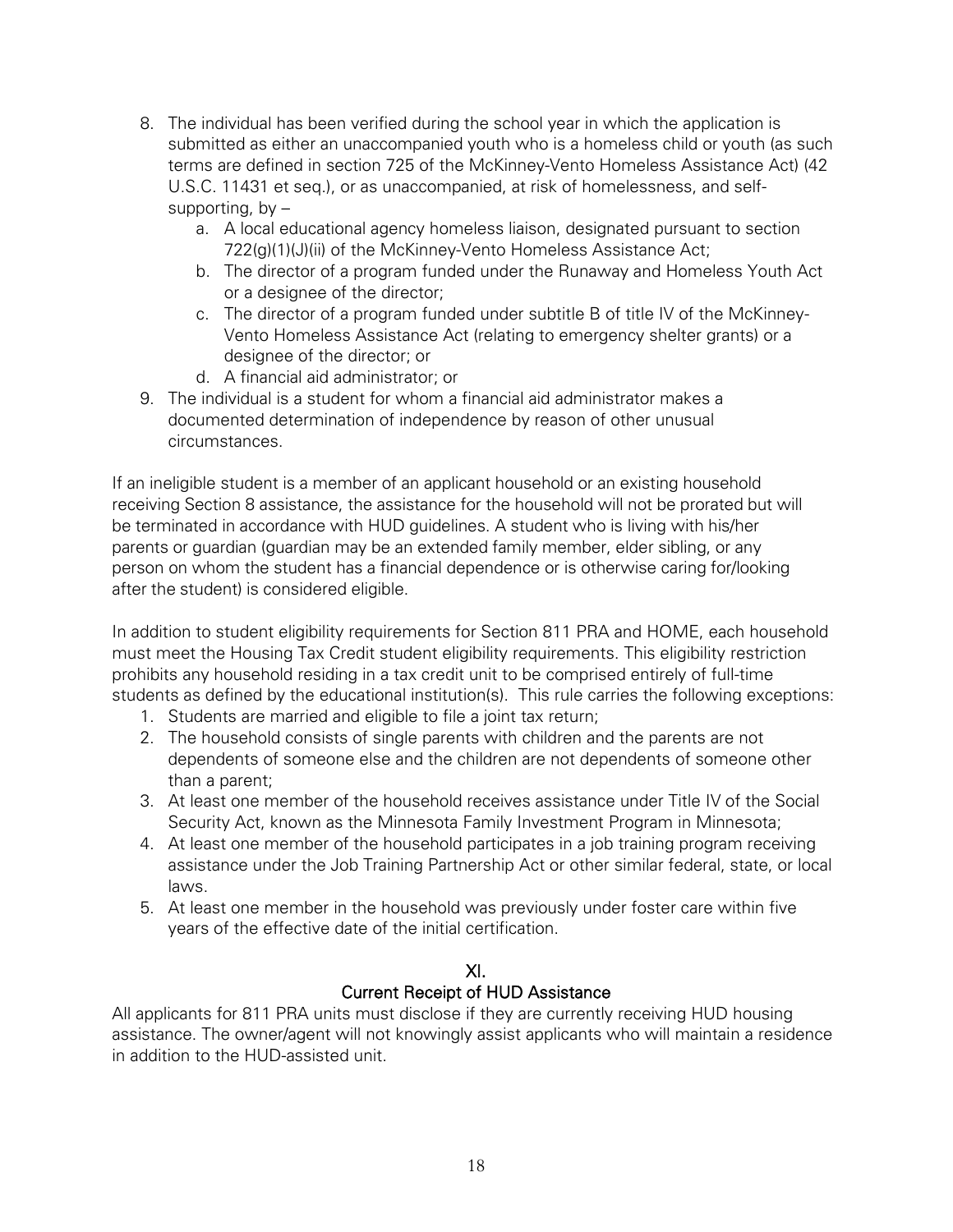8. The individual has been verified during the school year in which the application is submitted as either an unaccompanied youth who is a homeless child or youth (as such terms are defined in section 725 of the McKinney-Vento Homeless Assistance Act) (42 U.S.C. 11431 et seq.), or as unaccompanied, at risk of homelessness, and self-supporting, by –
   a. A local educational agency homeless liaison, designated pursuant to section 722(g)(1)(J)(ii) of the McKinney-Vento Homeless Assistance Act;
   b. The director of a program funded under the Runaway and Homeless Youth Act or a designee of the director;
   c. The director of a program funded under subtitle B of title IV of the McKinney-Vento Homeless Assistance Act (relating to emergency shelter grants) or a designee of the director; or
   d. A financial aid administrator; or
9. The individual is a student for whom a financial aid administrator makes a documented determination of independence by reason of other unusual circumstances.

If an ineligible student is a member of an applicant household or an existing household receiving Section 8 assistance, the assistance for the household will not be prorated but will be terminated in accordance with HUD guidelines. A student who is living with his/her parents or guardian (guardian may be an extended family member, elder sibling, or any person on whom the student has a financial dependence or is otherwise caring for/looking after the student) is considered eligible.

In addition to student eligibility requirements for Section 811 PRA and HOME, each household must meet the Housing Tax Credit student eligibility requirements. This eligibility restriction prohibits any household residing in a tax credit unit to be comprised entirely of full-time students as defined by the educational institution(s). This rule carries the following exceptions:

1. Students are married and eligible to file a joint tax return;
2. The household consists of single parents with children and the parents are not dependents of someone else and the children are not dependents of someone other than a parent;
3. At least one member of the household receives assistance under Title IV of the Social Security Act, known as the Minnesota Family Investment Program in Minnesota;
4. At least one member of the household participates in a job training program receiving assistance under the Job Training Partnership Act or other similar federal, state, or local laws.
5. At least one member in the household was previously under foster care within five years of the effective date of the initial certification.

## XI.
## Current Receipt of HUD Assistance

All applicants for 811 PRA units must disclose if they are currently receiving HUD housing assistance. The owner/agent will not knowingly assist applicants who will maintain a residence in addition to the HUD-assisted unit.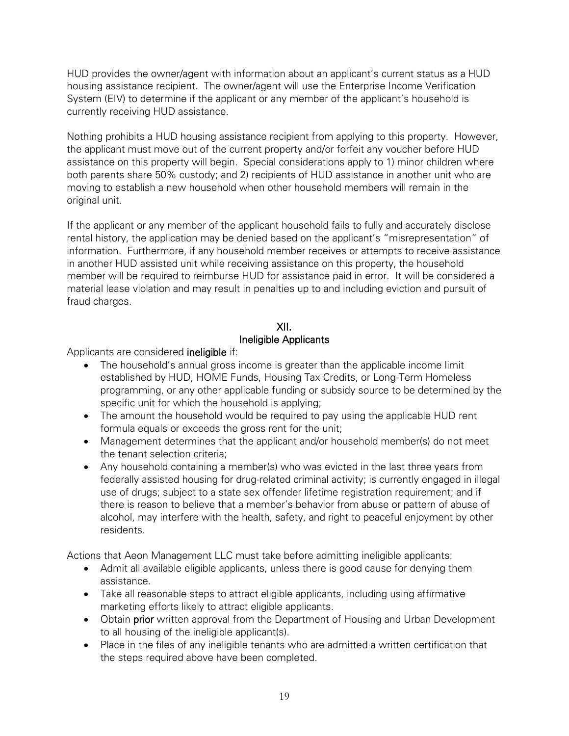HUD provides the owner/agent with information about an applicant's current status as a HUD housing assistance recipient. The owner/agent will use the Enterprise Income Verification System (EIV) to determine if the applicant or any member of the applicant's household is currently receiving HUD assistance.

Nothing prohibits a HUD housing assistance recipient from applying to this property. However, the applicant must move out of the current property and/or forfeit any voucher before HUD assistance on this property will begin. Special considerations apply to 1) minor children where both parents share 50% custody; and 2) recipients of HUD assistance in another unit who are moving to establish a new household when other household members will remain in the original unit.

If the applicant or any member of the applicant household fails to fully and accurately disclose rental history, the application may be denied based on the applicant's "misrepresentation" of information. Furthermore, if any household member receives or attempts to receive assistance in another HUD assisted unit while receiving assistance on this property, the household member will be required to reimburse HUD for assistance paid in error. It will be considered a material lease violation and may result in penalties up to and including eviction and pursuit of fraud charges.

## XII.
## Ineligible Applicants

Applicants are considered **ineligible** if:

- The household's annual gross income is greater than the applicable income limit established by HUD, HOME Funds, Housing Tax Credits, or Long-Term Homeless programming, or any other applicable funding or subsidy source to be determined by the specific unit for which the household is applying;
- The amount the household would be required to pay using the applicable HUD rent formula equals or exceeds the gross rent for the unit;
- Management determines that the applicant and/or household member(s) do not meet the tenant selection criteria;
- Any household containing a member(s) who was evicted in the last three years from federally assisted housing for drug-related criminal activity; is currently engaged in illegal use of drugs; subject to a state sex offender lifetime registration requirement; and if there is reason to believe that a member's behavior from abuse or pattern of abuse of alcohol, may interfere with the health, safety, and right to peaceful enjoyment by other residents.

Actions that Aeon Management LLC must take before admitting ineligible applicants:

- Admit all available eligible applicants, unless there is good cause for denying them assistance.
- Take all reasonable steps to attract eligible applicants, including using affirmative marketing efforts likely to attract eligible applicants.
- Obtain **prior** written approval from the Department of Housing and Urban Development to all housing of the ineligible applicant(s).
- Place in the files of any ineligible tenants who are admitted a written certification that the steps required above have been completed.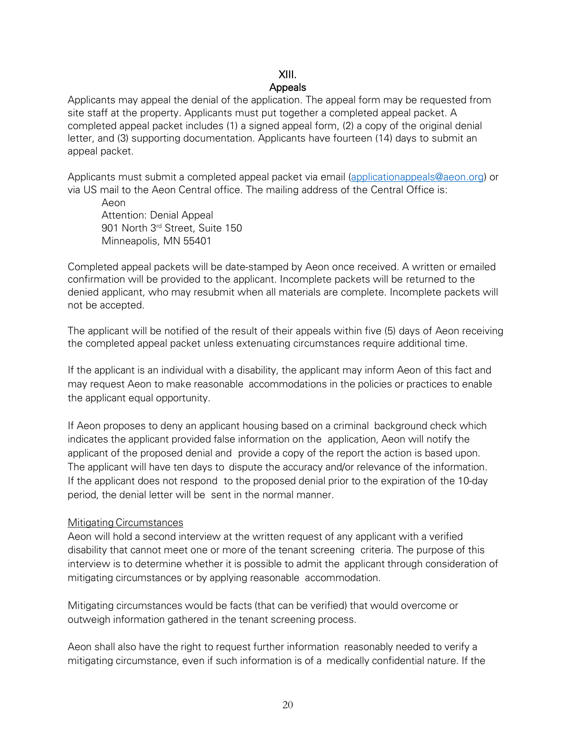## XIII. Appeals

Applicants may appeal the denial of the application. The appeal form may be requested from site staff at the property. Applicants must put together a completed appeal packet. A completed appeal packet includes (1) a signed appeal form, (2) a copy of the original denial letter, and (3) supporting documentation. Applicants have fourteen (14) days to submit an appeal packet.

Applicants must submit a completed appeal packet via email (applicationappeals@aeon.org) or via US mail to the Aeon Central office. The mailing address of the Central Office is:

Aeon
Attention: Denial Appeal
901 North 3rd Street, Suite 150
Minneapolis, MN 55401

Completed appeal packets will be date-stamped by Aeon once received. A written or emailed confirmation will be provided to the applicant. Incomplete packets will be returned to the denied applicant, who may resubmit when all materials are complete. Incomplete packets will not be accepted.

The applicant will be notified of the result of their appeals within five (5) days of Aeon receiving the completed appeal packet unless extenuating circumstances require additional time.

If the applicant is an individual with a disability, the applicant may inform Aeon of this fact and may request Aeon to make reasonable accommodations in the policies or practices to enable the applicant equal opportunity.

If Aeon proposes to deny an applicant housing based on a criminal background check which indicates the applicant provided false information on the application, Aeon will notify the applicant of the proposed denial and provide a copy of the report the action is based upon. The applicant will have ten days to dispute the accuracy and/or relevance of the information. If the applicant does not respond to the proposed denial prior to the expiration of the 10-day period, the denial letter will be sent in the normal manner.

### Mitigating Circumstances

Aeon will hold a second interview at the written request of any applicant with a verified disability that cannot meet one or more of the tenant screening criteria. The purpose of this interview is to determine whether it is possible to admit the applicant through consideration of mitigating circumstances or by applying reasonable accommodation.

Mitigating circumstances would be facts (that can be verified) that would overcome or outweigh information gathered in the tenant screening process.

Aeon shall also have the right to request further information reasonably needed to verify a mitigating circumstance, even if such information is of a medically confidential nature. If the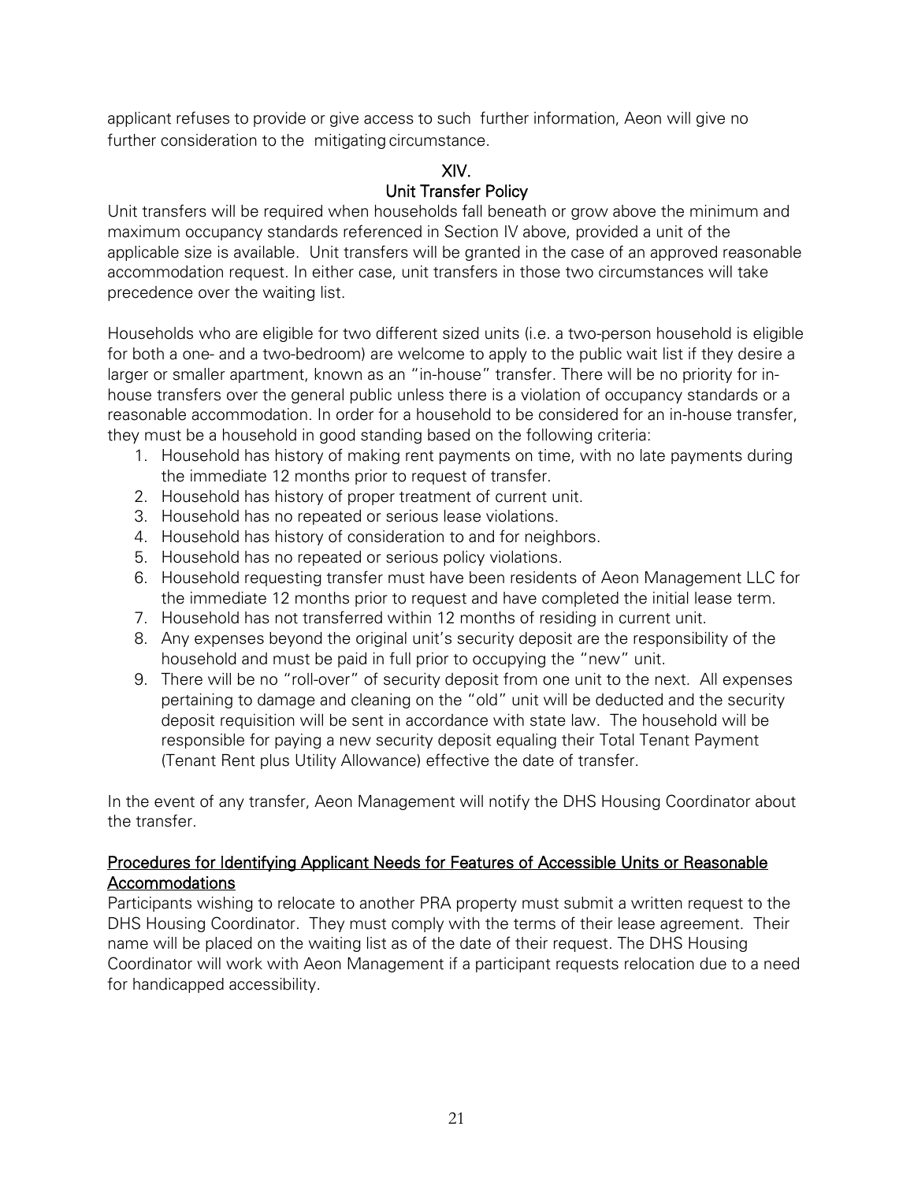applicant refuses to provide or give access to such further information, Aeon will give no further consideration to the mitigating circumstance.

## XIV.
## Unit Transfer Policy

Unit transfers will be required when households fall beneath or grow above the minimum and maximum occupancy standards referenced in Section IV above, provided a unit of the applicable size is available. Unit transfers will be granted in the case of an approved reasonable accommodation request. In either case, unit transfers in those two circumstances will take precedence over the waiting list.

Households who are eligible for two different sized units (i.e. a two-person household is eligible for both a one- and a two-bedroom) are welcome to apply to the public wait list if they desire a larger or smaller apartment, known as an "in-house" transfer. There will be no priority for in-house transfers over the general public unless there is a violation of occupancy standards or a reasonable accommodation. In order for a household to be considered for an in-house transfer, they must be a household in good standing based on the following criteria:

1. Household has history of making rent payments on time, with no late payments during the immediate 12 months prior to request of transfer.
2. Household has history of proper treatment of current unit.
3. Household has no repeated or serious lease violations.
4. Household has history of consideration to and for neighbors.
5. Household has no repeated or serious policy violations.
6. Household requesting transfer must have been residents of Aeon Management LLC for the immediate 12 months prior to request and have completed the initial lease term.
7. Household has not transferred within 12 months of residing in current unit.
8. Any expenses beyond the original unit's security deposit are the responsibility of the household and must be paid in full prior to occupying the "new" unit.
9. There will be no "roll-over" of security deposit from one unit to the next. All expenses pertaining to damage and cleaning on the "old" unit will be deducted and the security deposit requisition will be sent in accordance with state law. The household will be responsible for paying a new security deposit equaling their Total Tenant Payment (Tenant Rent plus Utility Allowance) effective the date of transfer.

In the event of any transfer, Aeon Management will notify the DHS Housing Coordinator about the transfer.

<u>Procedures for Identifying Applicant Needs for Features of Accessible Units or Reasonable Accommodations</u>

Participants wishing to relocate to another PRA property must submit a written request to the DHS Housing Coordinator. They must comply with the terms of their lease agreement. Their name will be placed on the waiting list as of the date of their request. The DHS Housing Coordinator will work with Aeon Management if a participant requests relocation due to a need for handicapped accessibility.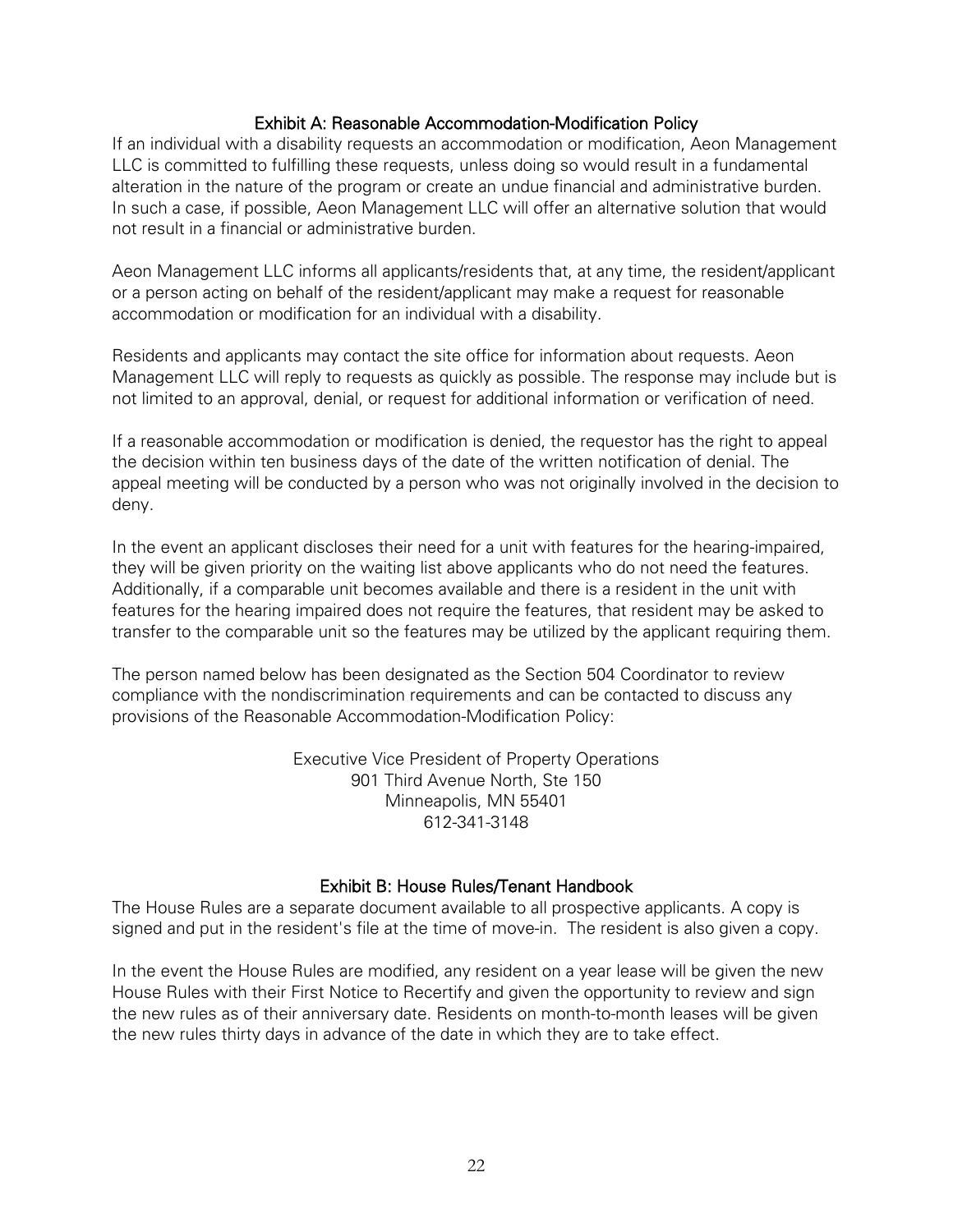## Exhibit A: Reasonable Accommodation-Modification Policy

If an individual with a disability requests an accommodation or modification, Aeon Management LLC is committed to fulfilling these requests, unless doing so would result in a fundamental alteration in the nature of the program or create an undue financial and administrative burden. In such a case, if possible, Aeon Management LLC will offer an alternative solution that would not result in a financial or administrative burden.

Aeon Management LLC informs all applicants/residents that, at any time, the resident/applicant or a person acting on behalf of the resident/applicant may make a request for reasonable accommodation or modification for an individual with a disability.

Residents and applicants may contact the site office for information about requests. Aeon Management LLC will reply to requests as quickly as possible. The response may include but is not limited to an approval, denial, or request for additional information or verification of need.

If a reasonable accommodation or modification is denied, the requestor has the right to appeal the decision within ten business days of the date of the written notification of denial. The appeal meeting will be conducted by a person who was not originally involved in the decision to deny.

In the event an applicant discloses their need for a unit with features for the hearing-impaired, they will be given priority on the waiting list above applicants who do not need the features. Additionally, if a comparable unit becomes available and there is a resident in the unit with features for the hearing impaired does not require the features, that resident may be asked to transfer to the comparable unit so the features may be utilized by the applicant requiring them.

The person named below has been designated as the Section 504 Coordinator to review compliance with the nondiscrimination requirements and can be contacted to discuss any provisions of the Reasonable Accommodation-Modification Policy:

Executive Vice President of Property Operations
901 Third Avenue North, Ste 150
Minneapolis, MN 55401
612-341-3148

## Exhibit B: House Rules/Tenant Handbook

The House Rules are a separate document available to all prospective applicants. A copy is signed and put in the resident's file at the time of move-in. The resident is also given a copy.

In the event the House Rules are modified, any resident on a year lease will be given the new House Rules with their First Notice to Recertify and given the opportunity to review and sign the new rules as of their anniversary date. Residents on month-to-month leases will be given the new rules thirty days in advance of the date in which they are to take effect.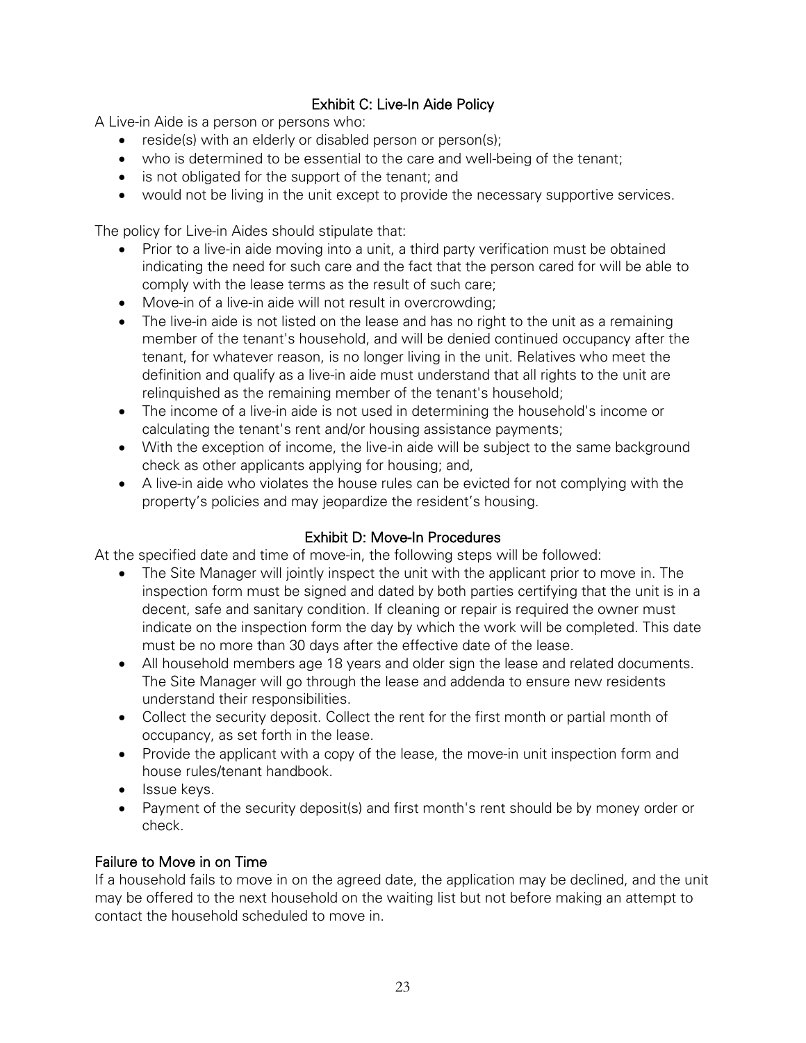## Exhibit C: Live-In Aide Policy

A Live-in Aide is a person or persons who:

- reside(s) with an elderly or disabled person or person(s);
- who is determined to be essential to the care and well-being of the tenant;
- is not obligated for the support of the tenant; and
- would not be living in the unit except to provide the necessary supportive services.

The policy for Live-in Aides should stipulate that:

- Prior to a live-in aide moving into a unit, a third party verification must be obtained indicating the need for such care and the fact that the person cared for will be able to comply with the lease terms as the result of such care;
- Move-in of a live-in aide will not result in overcrowding;
- The live-in aide is not listed on the lease and has no right to the unit as a remaining member of the tenant's household, and will be denied continued occupancy after the tenant, for whatever reason, is no longer living in the unit. Relatives who meet the definition and qualify as a live-in aide must understand that all rights to the unit are relinquished as the remaining member of the tenant's household;
- The income of a live-in aide is not used in determining the household's income or calculating the tenant's rent and/or housing assistance payments;
- With the exception of income, the live-in aide will be subject to the same background check as other applicants applying for housing; and,
- A live-in aide who violates the house rules can be evicted for not complying with the property's policies and may jeopardize the resident's housing.

## Exhibit D: Move-In Procedures

At the specified date and time of move-in, the following steps will be followed:

- The Site Manager will jointly inspect the unit with the applicant prior to move in. The inspection form must be signed and dated by both parties certifying that the unit is in a decent, safe and sanitary condition. If cleaning or repair is required the owner must indicate on the inspection form the day by which the work will be completed. This date must be no more than 30 days after the effective date of the lease.
- All household members age 18 years and older sign the lease and related documents. The Site Manager will go through the lease and addenda to ensure new residents understand their responsibilities.
- Collect the security deposit. Collect the rent for the first month or partial month of occupancy, as set forth in the lease.
- Provide the applicant with a copy of the lease, the move-in unit inspection form and house rules/tenant handbook.
- Issue keys.
- Payment of the security deposit(s) and first month's rent should be by money order or check.

### Failure to Move in on Time

If a household fails to move in on the agreed date, the application may be declined, and the unit may be offered to the next household on the waiting list but not before making an attempt to contact the household scheduled to move in.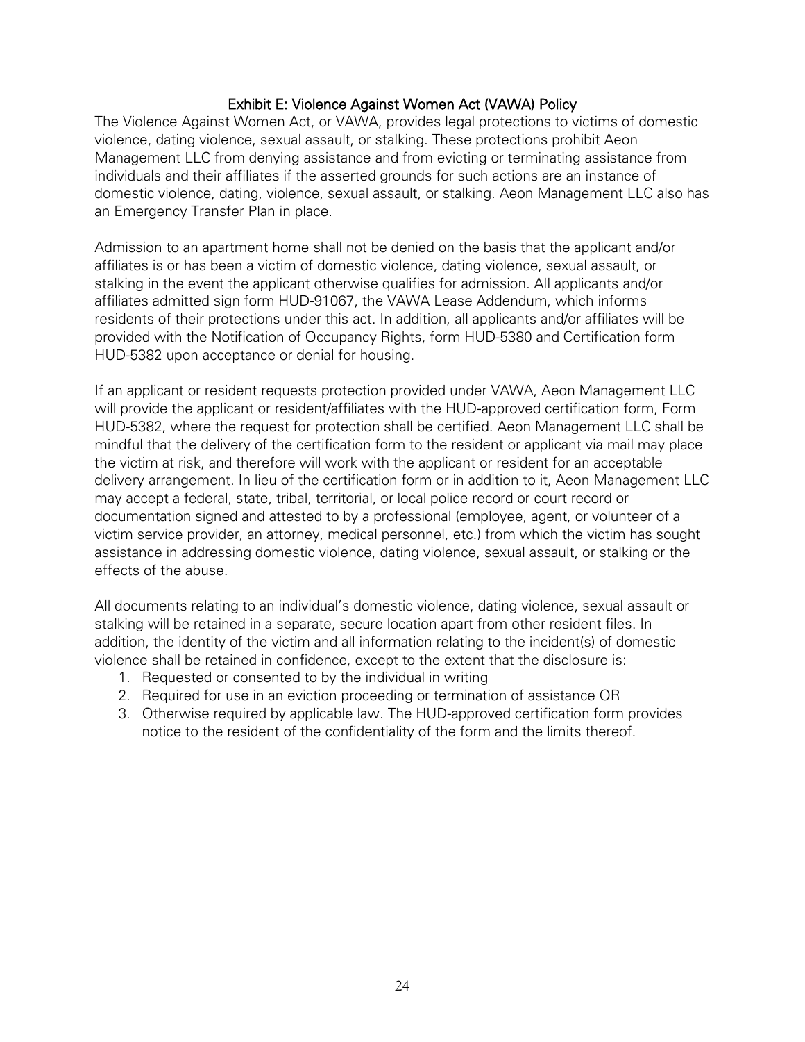## Exhibit E: Violence Against Women Act (VAWA) Policy

The Violence Against Women Act, or VAWA, provides legal protections to victims of domestic violence, dating violence, sexual assault, or stalking. These protections prohibit Aeon Management LLC from denying assistance and from evicting or terminating assistance from individuals and their affiliates if the asserted grounds for such actions are an instance of domestic violence, dating, violence, sexual assault, or stalking. Aeon Management LLC also has an Emergency Transfer Plan in place.

Admission to an apartment home shall not be denied on the basis that the applicant and/or affiliates is or has been a victim of domestic violence, dating violence, sexual assault, or stalking in the event the applicant otherwise qualifies for admission. All applicants and/or affiliates admitted sign form HUD-91067, the VAWA Lease Addendum, which informs residents of their protections under this act. In addition, all applicants and/or affiliates will be provided with the Notification of Occupancy Rights, form HUD-5380 and Certification form HUD-5382 upon acceptance or denial for housing.

If an applicant or resident requests protection provided under VAWA, Aeon Management LLC will provide the applicant or resident/affiliates with the HUD-approved certification form, Form HUD-5382, where the request for protection shall be certified. Aeon Management LLC shall be mindful that the delivery of the certification form to the resident or applicant via mail may place the victim at risk, and therefore will work with the applicant or resident for an acceptable delivery arrangement. In lieu of the certification form or in addition to it, Aeon Management LLC may accept a federal, state, tribal, territorial, or local police record or court record or documentation signed and attested to by a professional (employee, agent, or volunteer of a victim service provider, an attorney, medical personnel, etc.) from which the victim has sought assistance in addressing domestic violence, dating violence, sexual assault, or stalking or the effects of the abuse.

All documents relating to an individual's domestic violence, dating violence, sexual assault or stalking will be retained in a separate, secure location apart from other resident files. In addition, the identity of the victim and all information relating to the incident(s) of domestic violence shall be retained in confidence, except to the extent that the disclosure is:

1. Requested or consented to by the individual in writing
2. Required for use in an eviction proceeding or termination of assistance OR
3. Otherwise required by applicable law. The HUD-approved certification form provides notice to the resident of the confidentiality of the form and the limits thereof.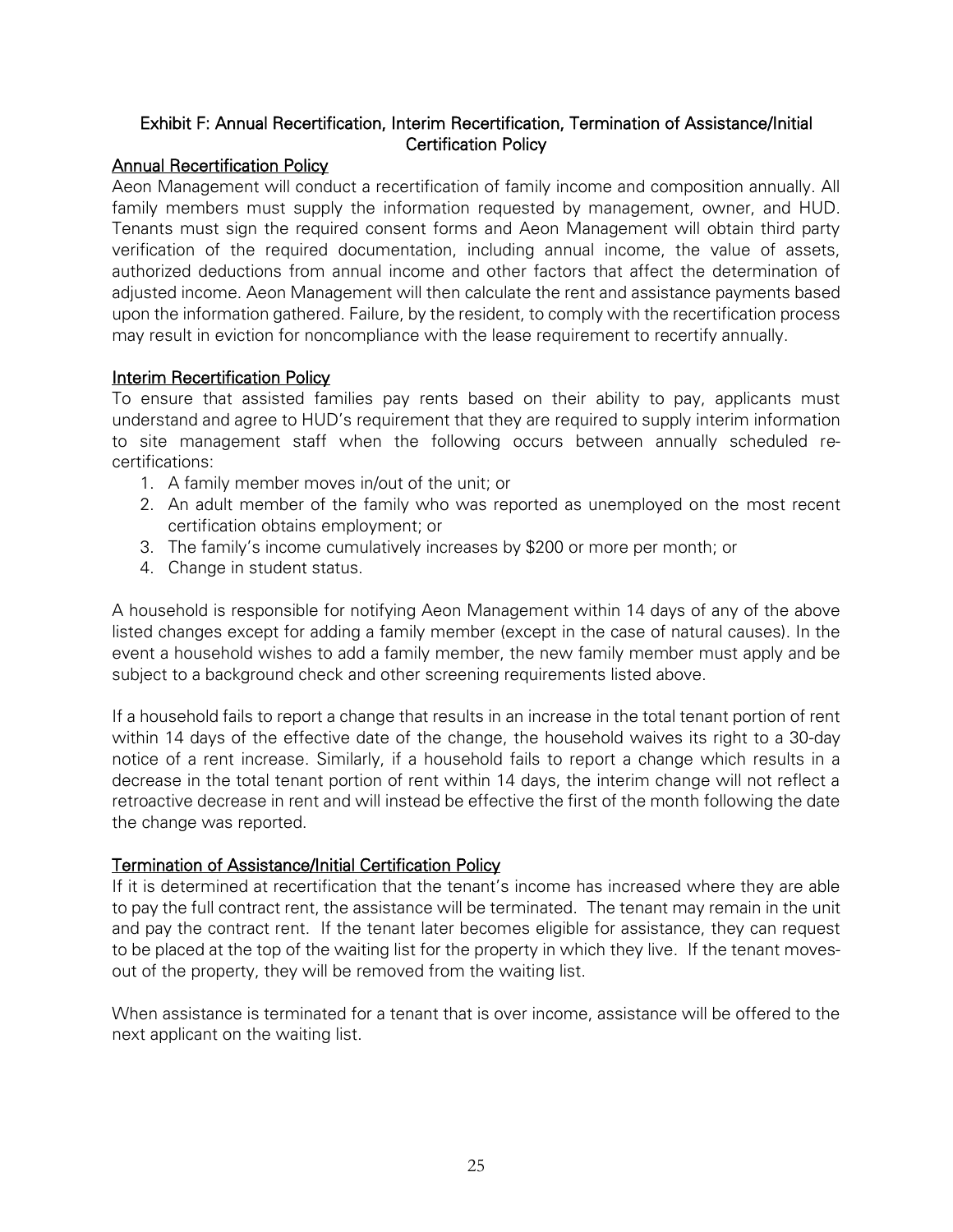## Exhibit F: Annual Recertification, Interim Recertification, Termination of Assistance/Initial Certification Policy

### Annual Recertification Policy

Aeon Management will conduct a recertification of family income and composition annually. All family members must supply the information requested by management, owner, and HUD. Tenants must sign the required consent forms and Aeon Management will obtain third party verification of the required documentation, including annual income, the value of assets, authorized deductions from annual income and other factors that affect the determination of adjusted income. Aeon Management will then calculate the rent and assistance payments based upon the information gathered. Failure, by the resident, to comply with the recertification process may result in eviction for noncompliance with the lease requirement to recertify annually.

### Interim Recertification Policy

To ensure that assisted families pay rents based on their ability to pay, applicants must understand and agree to HUD's requirement that they are required to supply interim information to site management staff when the following occurs between annually scheduled re-certifications:

1. A family member moves in/out of the unit; or
2. An adult member of the family who was reported as unemployed on the most recent certification obtains employment; or
3. The family's income cumulatively increases by $200 or more per month; or
4. Change in student status.

A household is responsible for notifying Aeon Management within 14 days of any of the above listed changes except for adding a family member (except in the case of natural causes). In the event a household wishes to add a family member, the new family member must apply and be subject to a background check and other screening requirements listed above.

If a household fails to report a change that results in an increase in the total tenant portion of rent within 14 days of the effective date of the change, the household waives its right to a 30-day notice of a rent increase. Similarly, if a household fails to report a change which results in a decrease in the total tenant portion of rent within 14 days, the interim change will not reflect a retroactive decrease in rent and will instead be effective the first of the month following the date the change was reported.

### Termination of Assistance/Initial Certification Policy

If it is determined at recertification that the tenant's income has increased where they are able to pay the full contract rent, the assistance will be terminated. The tenant may remain in the unit and pay the contract rent. If the tenant later becomes eligible for assistance, they can request to be placed at the top of the waiting list for the property in which they live. If the tenant moves-out of the property, they will be removed from the waiting list.

When assistance is terminated for a tenant that is over income, assistance will be offered to the next applicant on the waiting list.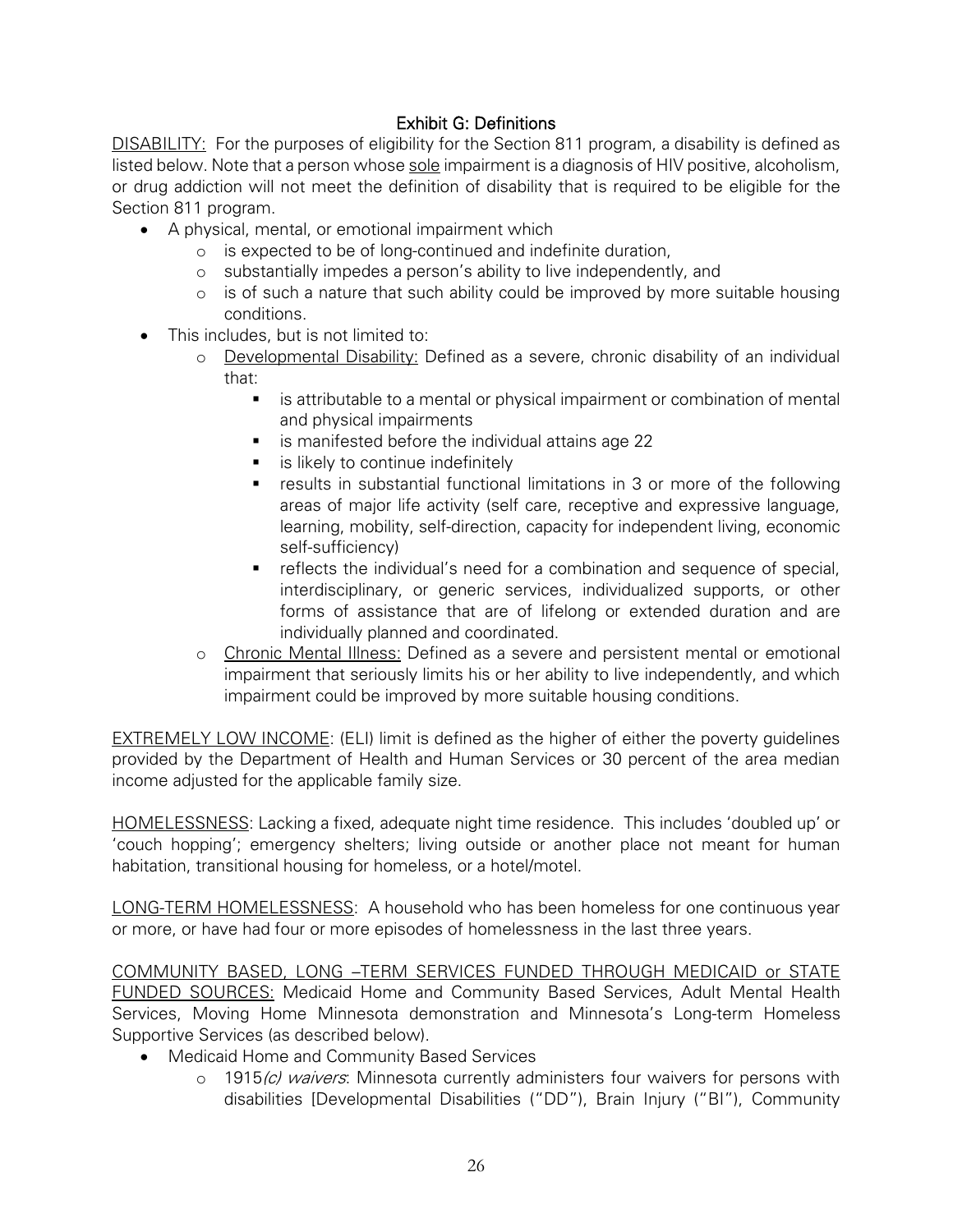## Exhibit G: Definitions

<u>DISABILITY:</u> For the purposes of eligibility for the Section 811 program, a disability is defined as listed below. Note that a person whose <u>sole</u> impairment is a diagnosis of HIV positive, alcoholism, or drug addiction will not meet the definition of disability that is required to be eligible for the Section 811 program.

- A physical, mental, or emotional impairment which
  - is expected to be of long-continued and indefinite duration,
  - substantially impedes a person's ability to live independently, and
  - is of such a nature that such ability could be improved by more suitable housing conditions.
- This includes, but is not limited to:
  - <u>Developmental Disability:</u> Defined as a severe, chronic disability of an individual that:
    - is attributable to a mental or physical impairment or combination of mental and physical impairments
    - is manifested before the individual attains age 22
    - is likely to continue indefinitely
    - results in substantial functional limitations in 3 or more of the following areas of major life activity (self care, receptive and expressive language, learning, mobility, self-direction, capacity for independent living, economic self-sufficiency)
    - reflects the individual's need for a combination and sequence of special, interdisciplinary, or generic services, individualized supports, or other forms of assistance that are of lifelong or extended duration and are individually planned and coordinated.
  - <u>Chronic Mental Illness:</u> Defined as a severe and persistent mental or emotional impairment that seriously limits his or her ability to live independently, and which impairment could be improved by more suitable housing conditions.

<u>EXTREMELY LOW INCOME</u>: (ELI) limit is defined as the higher of either the poverty guidelines provided by the Department of Health and Human Services or 30 percent of the area median income adjusted for the applicable family size.

<u>HOMELESSNESS</u>: Lacking a fixed, adequate night time residence. This includes 'doubled up' or 'couch hopping'; emergency shelters; living outside or another place not meant for human habitation, transitional housing for homeless, or a hotel/motel.

<u>LONG-TERM HOMELESSNESS</u>: A household who has been homeless for one continuous year or more, or have had four or more episodes of homelessness in the last three years.

<u>COMMUNITY BASED, LONG –TERM SERVICES FUNDED THROUGH MEDICAID or STATE FUNDED SOURCES:</u> Medicaid Home and Community Based Services, Adult Mental Health Services, Moving Home Minnesota demonstration and Minnesota's Long-term Homeless Supportive Services (as described below).

- Medicaid Home and Community Based Services
  - 1915*(c) waivers*: Minnesota currently administers four waivers for persons with disabilities [Developmental Disabilities ("DD"), Brain Injury ("BI"), Community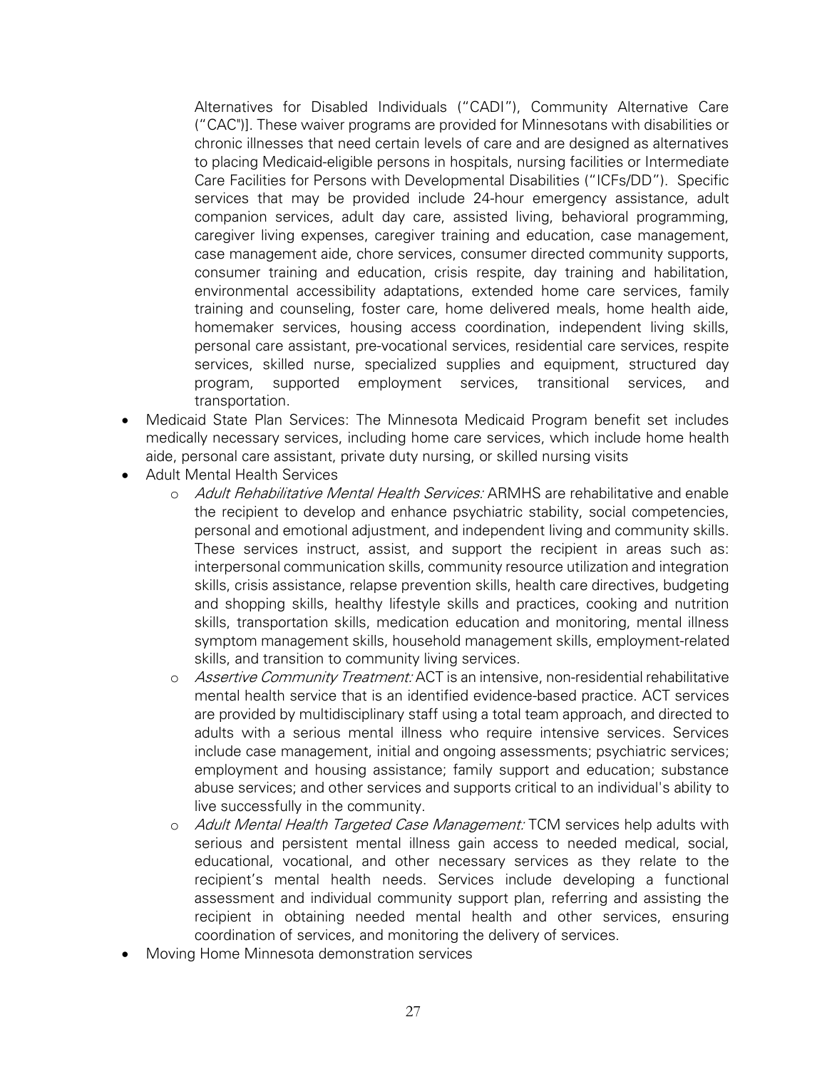Alternatives for Disabled Individuals ("CADI"), Community Alternative Care ("CAC")]. These waiver programs are provided for Minnesotans with disabilities or chronic illnesses that need certain levels of care and are designed as alternatives to placing Medicaid-eligible persons in hospitals, nursing facilities or Intermediate Care Facilities for Persons with Developmental Disabilities ("ICFs/DD"). Specific services that may be provided include 24-hour emergency assistance, adult companion services, adult day care, assisted living, behavioral programming, caregiver living expenses, caregiver training and education, case management, case management aide, chore services, consumer directed community supports, consumer training and education, crisis respite, day training and habilitation, environmental accessibility adaptations, extended home care services, family training and counseling, foster care, home delivered meals, home health aide, homemaker services, housing access coordination, independent living skills, personal care assistant, pre-vocational services, residential care services, respite services, skilled nurse, specialized supplies and equipment, structured day program, supported employment services, transitional services, and transportation.

- Medicaid State Plan Services: The Minnesota Medicaid Program benefit set includes medically necessary services, including home care services, which include home health aide, personal care assistant, private duty nursing, or skilled nursing visits
- Adult Mental Health Services
  - *Adult Rehabilitative Mental Health Services:* ARMHS are rehabilitative and enable the recipient to develop and enhance psychiatric stability, social competencies, personal and emotional adjustment, and independent living and community skills. These services instruct, assist, and support the recipient in areas such as: interpersonal communication skills, community resource utilization and integration skills, crisis assistance, relapse prevention skills, health care directives, budgeting and shopping skills, healthy lifestyle skills and practices, cooking and nutrition skills, transportation skills, medication education and monitoring, mental illness symptom management skills, household management skills, employment-related skills, and transition to community living services.
  - *Assertive Community Treatment:* ACT is an intensive, non-residential rehabilitative mental health service that is an identified evidence-based practice. ACT services are provided by multidisciplinary staff using a total team approach, and directed to adults with a serious mental illness who require intensive services. Services include case management, initial and ongoing assessments; psychiatric services; employment and housing assistance; family support and education; substance abuse services; and other services and supports critical to an individual's ability to live successfully in the community.
  - *Adult Mental Health Targeted Case Management:* TCM services help adults with serious and persistent mental illness gain access to needed medical, social, educational, vocational, and other necessary services as they relate to the recipient's mental health needs. Services include developing a functional assessment and individual community support plan, referring and assisting the recipient in obtaining needed mental health and other services, ensuring coordination of services, and monitoring the delivery of services.
- Moving Home Minnesota demonstration services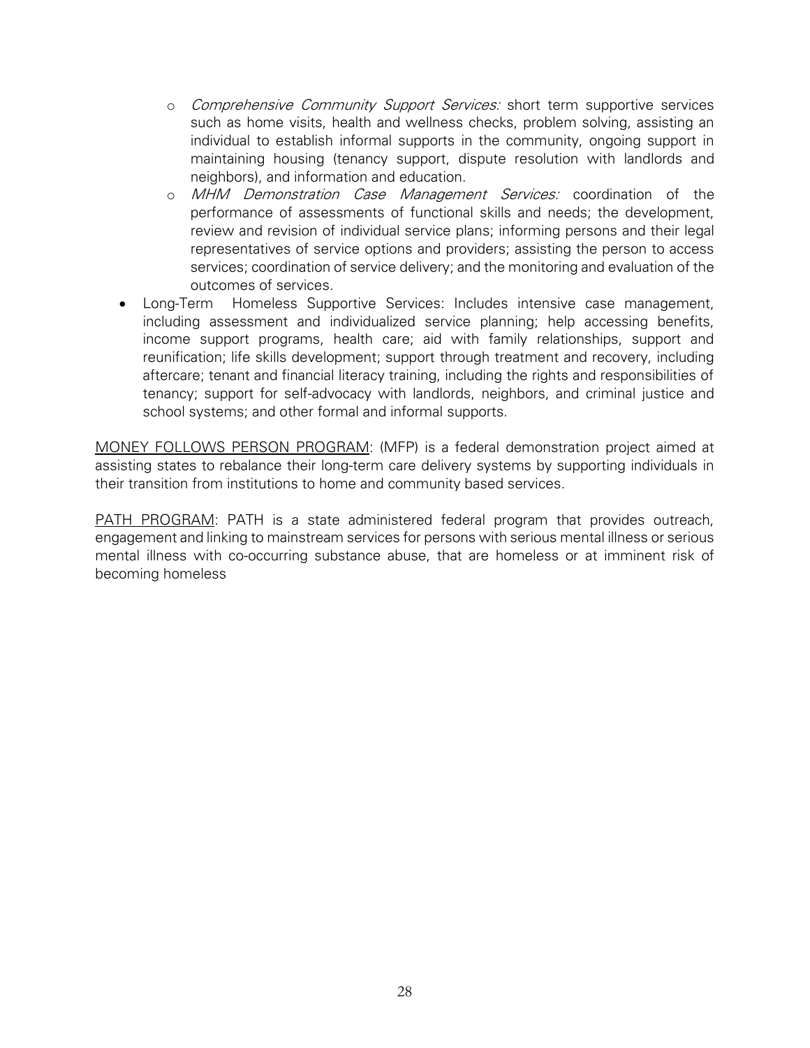- *Comprehensive Community Support Services:* short term supportive services such as home visits, health and wellness checks, problem solving, assisting an individual to establish informal supports in the community, ongoing support in maintaining housing (tenancy support, dispute resolution with landlords and neighbors), and information and education.
  - *MHM Demonstration Case Management Services:* coordination of the performance of assessments of functional skills and needs; the development, review and revision of individual service plans; informing persons and their legal representatives of service options and providers; assisting the person to access services; coordination of service delivery; and the monitoring and evaluation of the outcomes of services.
- Long-Term Homeless Supportive Services: Includes intensive case management, including assessment and individualized service planning; help accessing benefits, income support programs, health care; aid with family relationships, support and reunification; life skills development; support through treatment and recovery, including aftercare; tenant and financial literacy training, including the rights and responsibilities of tenancy; support for self-advocacy with landlords, neighbors, and criminal justice and school systems; and other formal and informal supports.

<u>MONEY FOLLOWS PERSON PROGRAM</u>: (MFP) is a federal demonstration project aimed at assisting states to rebalance their long-term care delivery systems by supporting individuals in their transition from institutions to home and community based services.

<u>PATH PROGRAM</u>: PATH is a state administered federal program that provides outreach, engagement and linking to mainstream services for persons with serious mental illness or serious mental illness with co-occurring substance abuse, that are homeless or at imminent risk of becoming homeless